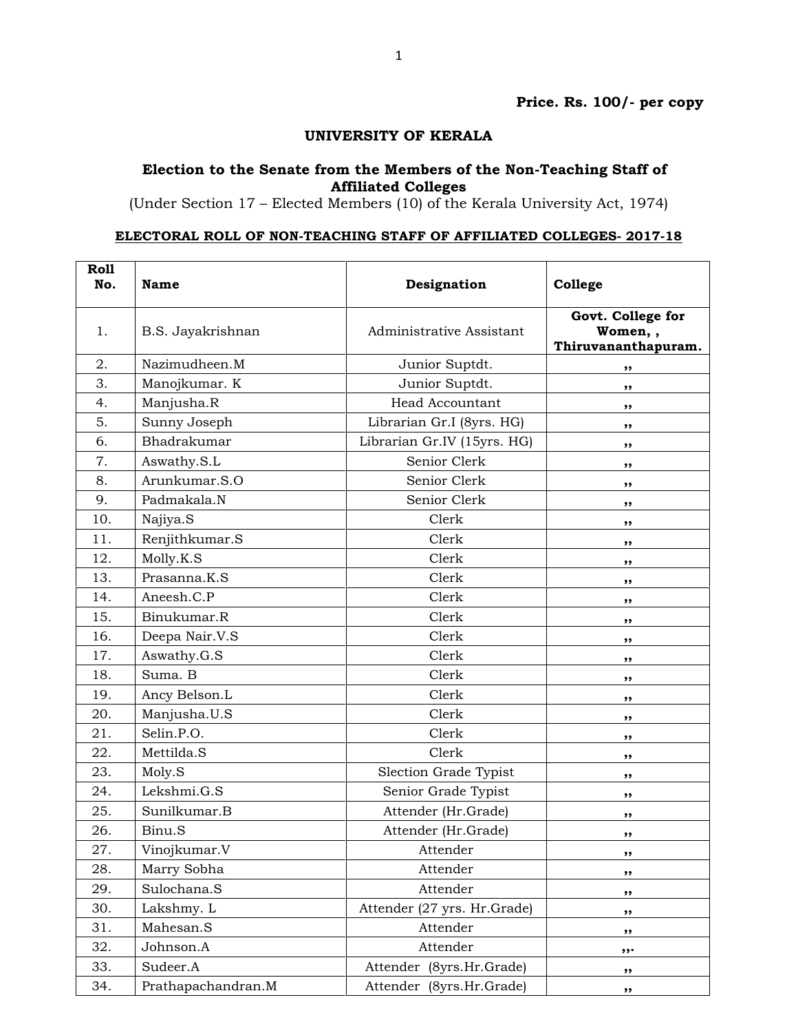**Price. Rs. 100/- per copy**

# UNIVERSITY OF KERALA

## Election to the Senate from the Members of the Non-Teaching Staff of Affiliated Colleges

(Under Section 17 – Elected Members (10) of the Kerala University Act, 1974)

### ELECTORAL ROLL OF NON-TEACHING STAFF OF AFFILIATED COLLEGES- 2017-18

| Roll No. | Name | Designation | College |
|---|---|---|---|
| 1. | B.S. Jayakrishnan | Administrative Assistant | **Govt. College for Women, , Thiruvananthapuram.** |
| 2. | Nazimudheen.M | Junior Suptdt. | ,, |
| 3. | Manojkumar. K | Junior Suptdt. | ,, |
| 4. | Manjusha.R | Head Accountant | ,, |
| 5. | Sunny Joseph | Librarian Gr.I (8yrs. HG) | ,, |
| 6. | Bhadrakumar | Librarian Gr.IV (15yrs. HG) | ,, |
| 7. | Aswathy.S.L | Senior Clerk | ,, |
| 8. | Arunkumar.S.O | Senior Clerk | ,, |
| 9. | Padmakala.N | Senior Clerk | ,, |
| 10. | Najiya.S | Clerk | ,, |
| 11. | Renjithkumar.S | Clerk | ,, |
| 12. | Molly.K.S | Clerk | ,, |
| 13. | Prasanna.K.S | Clerk | ,, |
| 14. | Aneesh.C.P | Clerk | ,, |
| 15. | Binukumar.R | Clerk | ,, |
| 16. | Deepa Nair.V.S | Clerk | ,, |
| 17. | Aswathy.G.S | Clerk | ,, |
| 18. | Suma. B | Clerk | ,, |
| 19. | Ancy Belson.L | Clerk | ,, |
| 20. | Manjusha.U.S | Clerk | ,, |
| 21. | Selin.P.O. | Clerk | ,, |
| 22. | Mettilda.S | Clerk | ,, |
| 23. | Moly.S | Slection Grade Typist | ,, |
| 24. | Lekshmi.G.S | Senior Grade Typist | ,, |
| 25. | Sunilkumar.B | Attender (Hr.Grade) | ,, |
| 26. | Binu.S | Attender (Hr.Grade) | ,, |
| 27. | Vinojkumar.V | Attender | ,, |
| 28. | Marry Sobha | Attender | ,, |
| 29. | Sulochana.S | Attender | ,, |
| 30. | Lakshmy. L | Attender (27 yrs. Hr.Grade) | ,, |
| 31. | Mahesan.S | Attender | ,, |
| 32. | Johnson.A | Attender | ,,. |
| 33. | Sudeer.A | Attender (8yrs.Hr.Grade) | ,, |
| 34. | Prathapachandran.M | Attender (8yrs.Hr.Grade) | ,, |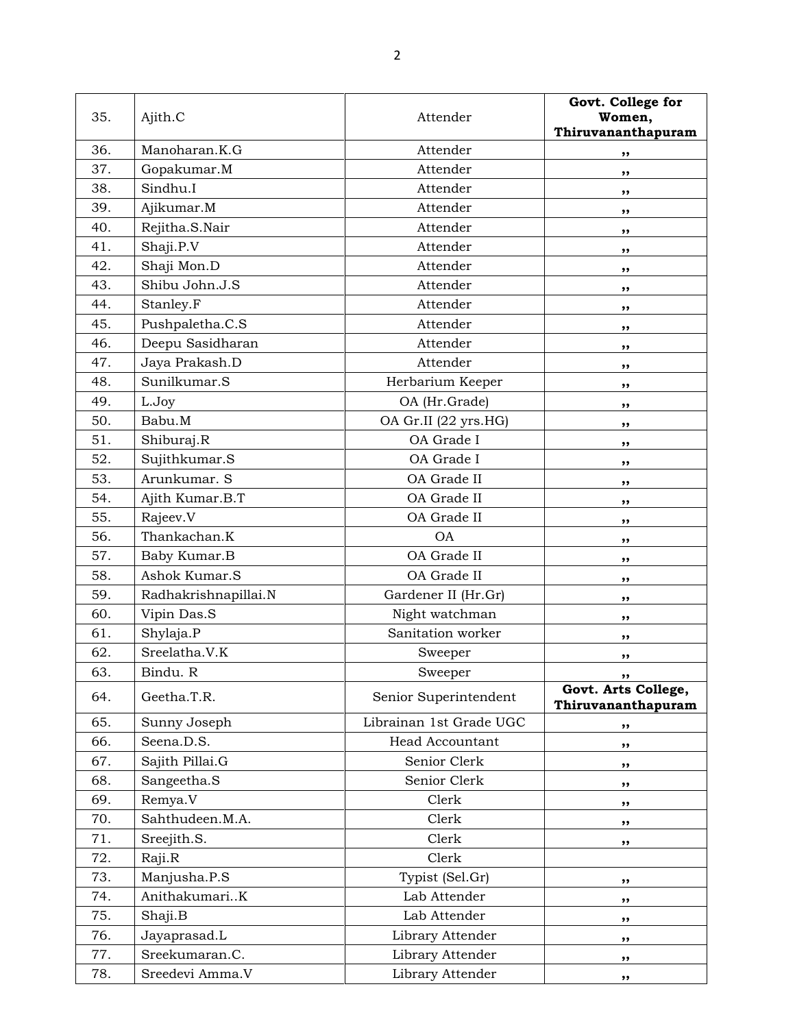| 35. | Ajith.C | Attender | **Govt. College for Women, Thiruvananthapuram** |
|---|---|---|---|
| 36. | Manoharan.K.G | Attender | ,, |
| 37. | Gopakumar.M | Attender | ,, |
| 38. | Sindhu.I | Attender | ,, |
| 39. | Ajikumar.M | Attender | ,, |
| 40. | Rejitha.S.Nair | Attender | ,, |
| 41. | Shaji.P.V | Attender | ,, |
| 42. | Shaji Mon.D | Attender | ,, |
| 43. | Shibu John.J.S | Attender | ,, |
| 44. | Stanley.F | Attender | ,, |
| 45. | Pushpaletha.C.S | Attender | ,, |
| 46. | Deepu Sasidharan | Attender | ,, |
| 47. | Jaya Prakash.D | Attender | ,, |
| 48. | Sunilkumar.S | Herbarium Keeper | ,, |
| 49. | L.Joy | OA (Hr.Grade) | ,, |
| 50. | Babu.M | OA Gr.II (22 yrs.HG) | ,, |
| 51. | Shiburaj.R | OA Grade I | ,, |
| 52. | Sujithkumar.S | OA Grade I | ,, |
| 53. | Arunkumar. S | OA Grade II | ,, |
| 54. | Ajith Kumar.B.T | OA Grade II | ,, |
| 55. | Rajeev.V | OA Grade II | ,, |
| 56. | Thankachan.K | OA | ,, |
| 57. | Baby Kumar.B | OA Grade II | ,, |
| 58. | Ashok Kumar.S | OA Grade II | ,, |
| 59. | Radhakrishnapillai.N | Gardener II (Hr.Gr) | ,, |
| 60. | Vipin Das.S | Night watchman | ,, |
| 61. | Shylaja.P | Sanitation worker | ,, |
| 62. | Sreelatha.V.K | Sweeper | ,, |
| 63. | Bindu. R | Sweeper | ,, |
| 64. | Geetha.T.R. | Senior Superintendent | **Govt. Arts College, Thiruvananthapuram** |
| 65. | Sunny Joseph | Librainan 1st Grade UGC | ,, |
| 66. | Seena.D.S. | Head Accountant | ,, |
| 67. | Sajith Pillai.G | Senior Clerk | ,, |
| 68. | Sangeetha.S | Senior Clerk | ,, |
| 69. | Remya.V | Clerk | ,, |
| 70. | Sahthudeen.M.A. | Clerk | ,, |
| 71. | Sreejith.S. | Clerk | ,, |
| 72. | Raji.R | Clerk | |
| 73. | Manjusha.P.S | Typist (Sel.Gr) | ,, |
| 74. | Anithakumari..K | Lab Attender | ,, |
| 75. | Shaji.B | Lab Attender | ,, |
| 76. | Jayaprasad.L | Library Attender | ,, |
| 77. | Sreekumaran.C. | Library Attender | ,, |
| 78. | Sreedevi Amma.V | Library Attender | ,, |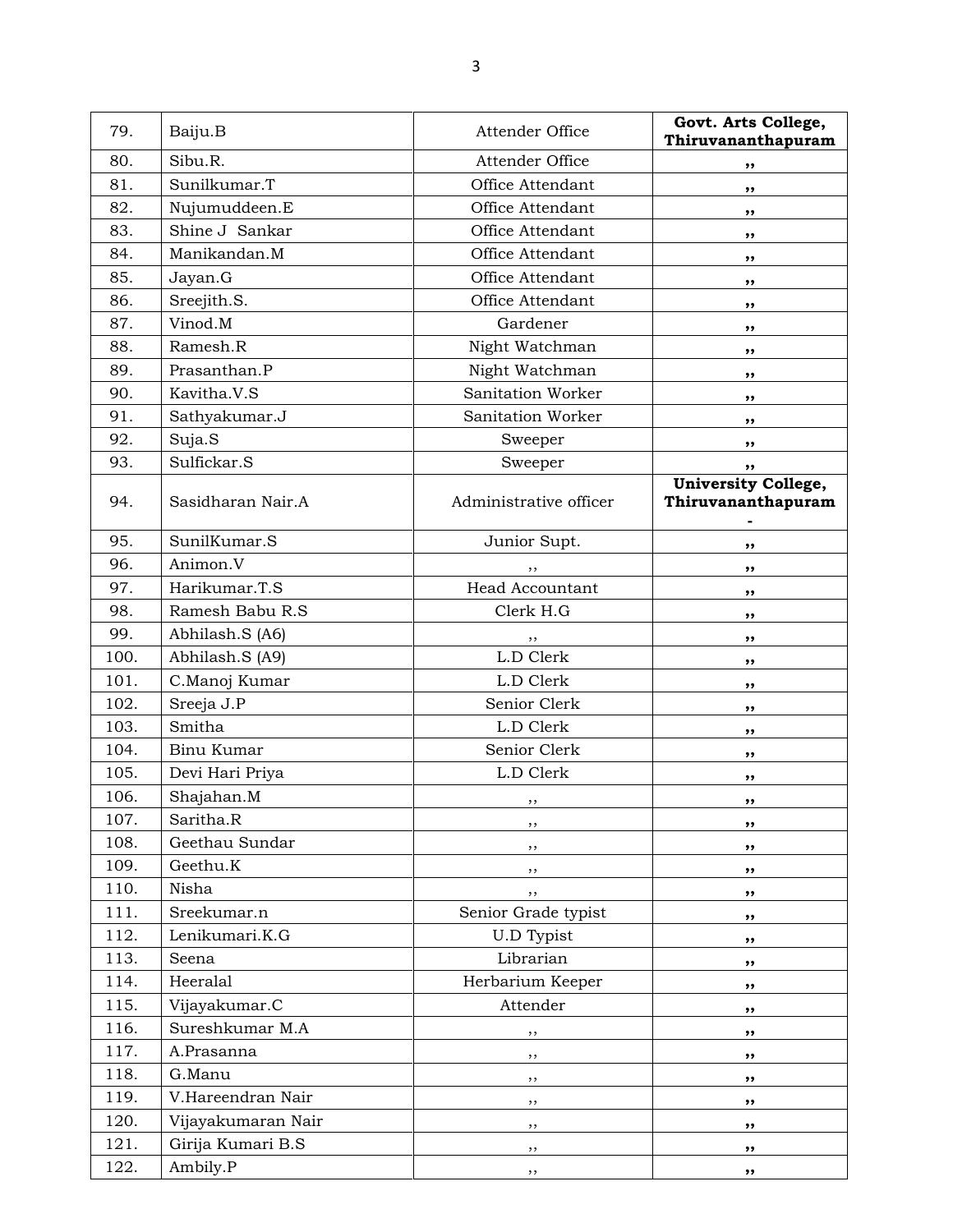| 79. | Baiju.B | Attender Office | **Govt. Arts College, Thiruvananthapuram** |
|---|---|---|---|
| 80. | Sibu.R. | Attender Office | **,,** |
| 81. | Sunilkumar.T | Office Attendant | **,,** |
| 82. | Nujumuddeen.E | Office Attendant | **,,** |
| 83. | Shine J Sankar | Office Attendant | **,,** |
| 84. | Manikandan.M | Office Attendant | **,,** |
| 85. | Jayan.G | Office Attendant | **,,** |
| 86. | Sreejith.S. | Office Attendant | **,,** |
| 87. | Vinod.M | Gardener | **,,** |
| 88. | Ramesh.R | Night Watchman | **,,** |
| 89. | Prasanthan.P | Night Watchman | **,,** |
| 90. | Kavitha.V.S | Sanitation Worker | **,,** |
| 91. | Sathyakumar.J | Sanitation Worker | **,,** |
| 92. | Suja.S | Sweeper | **,,** |
| 93. | Sulfickar.S | Sweeper | **,,** |
| 94. | Sasidharan Nair.A | Administrative officer | **University College, Thiruvananthapuram -** |
| 95. | SunilKumar.S | Junior Supt. | **,,** |
| 96. | Animon.V | ,, | **,,** |
| 97. | Harikumar.T.S | Head Accountant | **,,** |
| 98. | Ramesh Babu R.S | Clerk H.G | **,,** |
| 99. | Abhilash.S (A6) | ,, | **,,** |
| 100. | Abhilash.S (A9) | L.D Clerk | **,,** |
| 101. | C.Manoj Kumar | L.D Clerk | **,,** |
| 102. | Sreeja J.P | Senior Clerk | **,,** |
| 103. | Smitha | L.D Clerk | **,,** |
| 104. | Binu Kumar | Senior Clerk | **,,** |
| 105. | Devi Hari Priya | L.D Clerk | **,,** |
| 106. | Shajahan.M | ,, | **,,** |
| 107. | Saritha.R | ,, | **,,** |
| 108. | Geethau Sundar | ,, | **,,** |
| 109. | Geethu.K | ,, | **,,** |
| 110. | Nisha | ,, | **,,** |
| 111. | Sreekumar.n | Senior Grade typist | **,,** |
| 112. | Lenikumari.K.G | U.D Typist | **,,** |
| 113. | Seena | Librarian | **,,** |
| 114. | Heeralal | Herbarium Keeper | **,,** |
| 115. | Vijayakumar.C | Attender | **,,** |
| 116. | Sureshkumar M.A | ,, | **,,** |
| 117. | A.Prasanna | ,, | **,,** |
| 118. | G.Manu | ,, | **,,** |
| 119. | V.Hareendran Nair | ,, | **,,** |
| 120. | Vijayakumaran Nair | ,, | **,,** |
| 121. | Girija Kumari B.S | ,, | **,,** |
| 122. | Ambily.P | ,, | **,,** |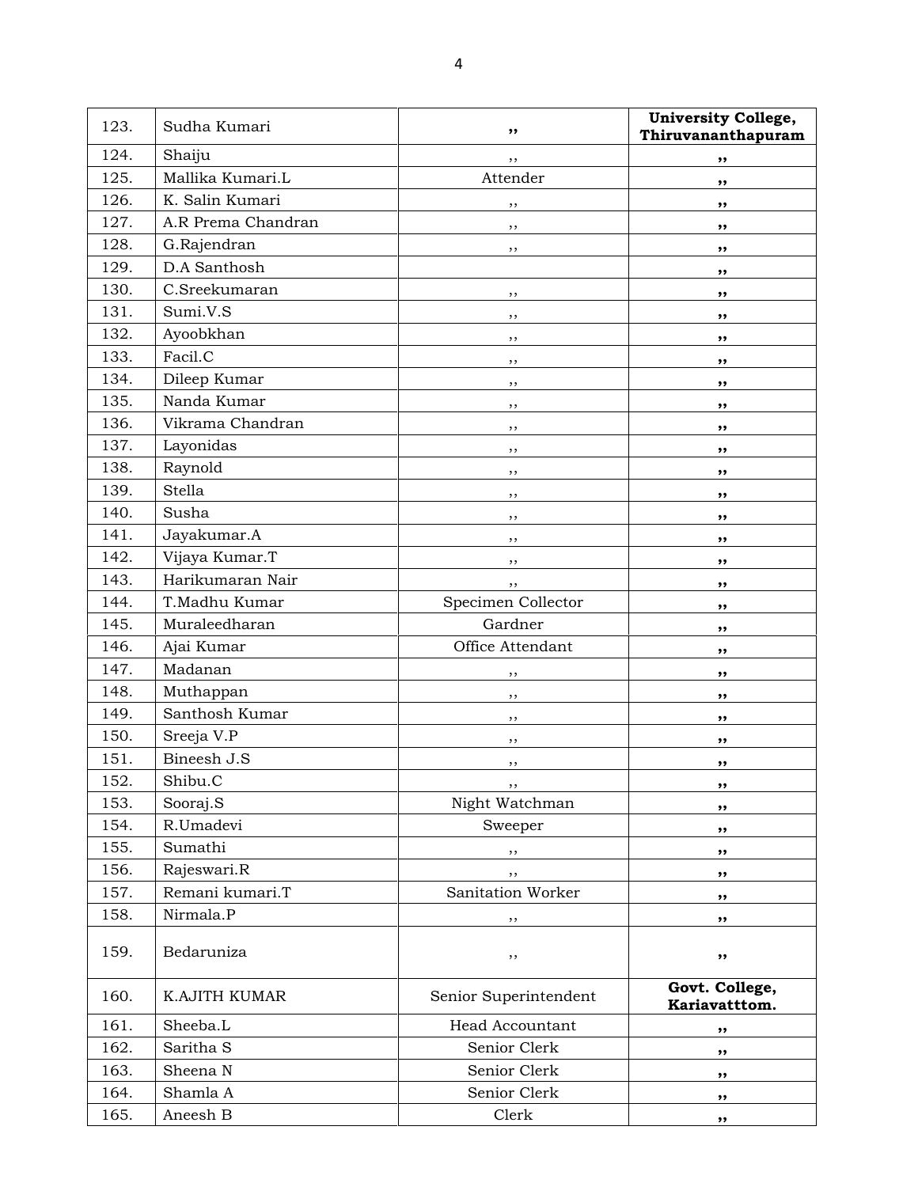| 123. | Sudha Kumari | ,, | **University College, Thiruvananthapuram** |
|---|---|---|---|
| 124. | Shaiju | ,, | ,, |
| 125. | Mallika Kumari.L | Attender | ,, |
| 126. | K. Salin Kumari | ,, | ,, |
| 127. | A.R Prema Chandran | ,, | ,, |
| 128. | G.Rajendran | ,, | ,, |
| 129. | D.A Santhosh | | ,, |
| 130. | C.Sreekumaran | ,, | ,, |
| 131. | Sumi.V.S | ,, | ,, |
| 132. | Ayoobkhan | ,, | ,, |
| 133. | Facil.C | ,, | ,, |
| 134. | Dileep Kumar | ,, | ,, |
| 135. | Nanda Kumar | ,, | ,, |
| 136. | Vikrama Chandran | ,, | ,, |
| 137. | Layonidas | ,, | ,, |
| 138. | Raynold | ,, | ,, |
| 139. | Stella | ,, | ,, |
| 140. | Susha | ,, | ,, |
| 141. | Jayakumar.A | ,, | ,, |
| 142. | Vijaya Kumar.T | ,, | ,, |
| 143. | Harikumaran Nair | ,, | ,, |
| 144. | T.Madhu Kumar | Specimen Collector | ,, |
| 145. | Muraleedharan | Gardner | ,, |
| 146. | Ajai Kumar | Office Attendant | ,, |
| 147. | Madanan | ,, | ,, |
| 148. | Muthappan | ,, | ,, |
| 149. | Santhosh Kumar | ,, | ,, |
| 150. | Sreeja V.P | ,, | ,, |
| 151. | Bineesh J.S | ,, | ,, |
| 152. | Shibu.C | ,, | ,, |
| 153. | Sooraj.S | Night Watchman | ,, |
| 154. | R.Umadevi | Sweeper | ,, |
| 155. | Sumathi | ,, | ,, |
| 156. | Rajeswari.R | ,, | ,, |
| 157. | Remani kumari.T | Sanitation Worker | ,, |
| 158. | Nirmala.P | ,, | ,, |
| 159. | Bedaruniza | ,, | ,, |
| 160. | K.AJITH KUMAR | Senior Superintendent | **Govt. College, Kariavatttom.** |
| 161. | Sheeba.L | Head Accountant | ,, |
| 162. | Saritha S | Senior Clerk | ,, |
| 163. | Sheena N | Senior Clerk | ,, |
| 164. | Shamla A | Senior Clerk | ,, |
| 165. | Aneesh B | Clerk | ,, |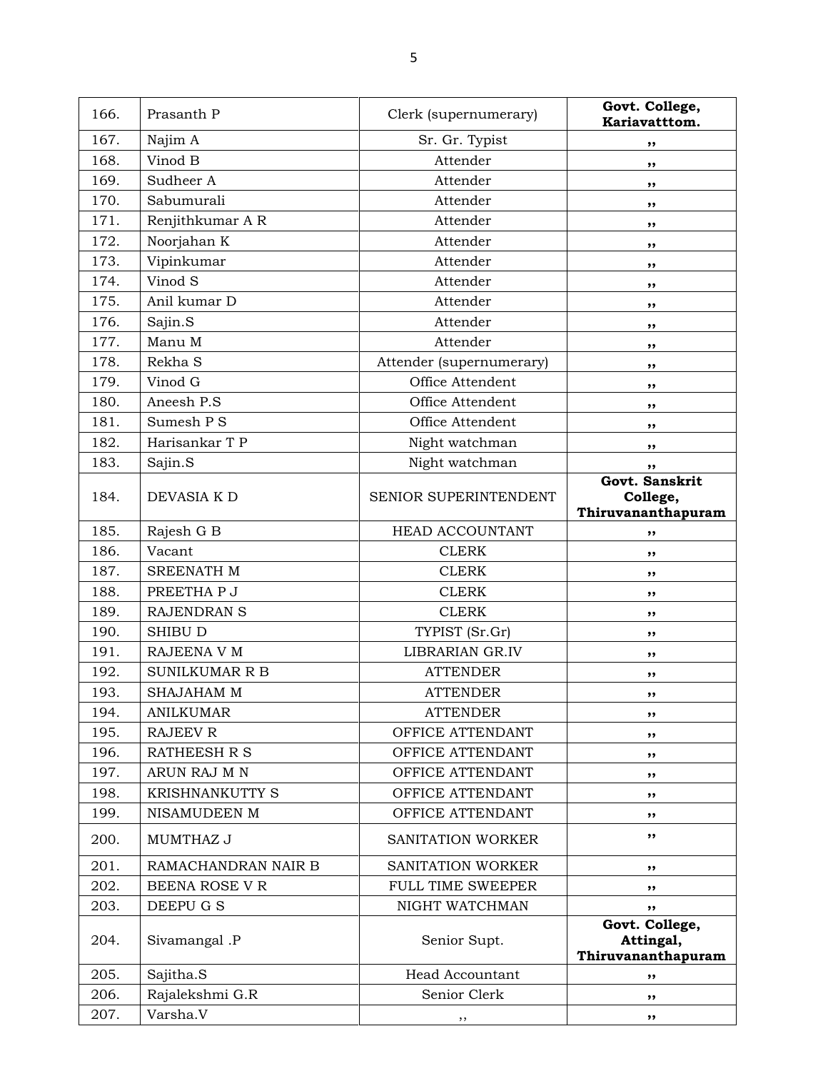| 166. | Prasanth P | Clerk (supernumerary) | **Govt. College, Kariavatttom.** |
|---|---|---|---|
| 167. | Najim A | Sr. Gr. Typist | ,, |
| 168. | Vinod B | Attender | ,, |
| 169. | Sudheer A | Attender | ,, |
| 170. | Sabumurali | Attender | ,, |
| 171. | Renjithkumar A R | Attender | ,, |
| 172. | Noorjahan K | Attender | ,, |
| 173. | Vipinkumar | Attender | ,, |
| 174. | Vinod S | Attender | ,, |
| 175. | Anil kumar D | Attender | ,, |
| 176. | Sajin.S | Attender | ,, |
| 177. | Manu M | Attender | ,, |
| 178. | Rekha S | Attender (supernumerary) | ,, |
| 179. | Vinod G | Office Attendent | ,, |
| 180. | Aneesh P.S | Office Attendent | ,, |
| 181. | Sumesh P S | Office Attendent | ,, |
| 182. | Harisankar T P | Night watchman | ,, |
| 183. | Sajin.S | Night watchman | ,, |
| 184. | DEVASIA K D | SENIOR SUPERINTENDENT | **Govt. Sanskrit College, Thiruvananthapuram** |
| 185. | Rajesh G B | HEAD ACCOUNTANT | ,, |
| 186. | Vacant | CLERK | ,, |
| 187. | SREENATH M | CLERK | ,, |
| 188. | PREETHA P J | CLERK | ,, |
| 189. | RAJENDRAN S | CLERK | ,, |
| 190. | SHIBU D | TYPIST (Sr.Gr) | ,, |
| 191. | RAJEENA V M | LIBRARIAN GR.IV | ,, |
| 192. | SUNILKUMAR R B | ATTENDER | ,, |
| 193. | SHAJAHAM M | ATTENDER | ,, |
| 194. | ANILKUMAR | ATTENDER | ,, |
| 195. | RAJEEV R | OFFICE ATTENDANT | ,, |
| 196. | RATHEESH R S | OFFICE ATTENDANT | ,, |
| 197. | ARUN RAJ M N | OFFICE ATTENDANT | ,, |
| 198. | KRISHNANKUTTY S | OFFICE ATTENDANT | ,, |
| 199. | NISAMUDEEN M | OFFICE ATTENDANT | ,, |
| 200. | MUMTHAZ J | SANITATION WORKER | ,, |
| 201. | RAMACHANDRAN NAIR B | SANITATION WORKER | ,, |
| 202. | BEENA ROSE V R | FULL TIME SWEEPER | ,, |
| 203. | DEEPU G S | NIGHT WATCHMAN | ,, |
| 204. | Sivamangal .P | Senior Supt. | **Govt. College, Attingal, Thiruvananthapuram** |
| 205. | Sajitha.S | Head Accountant | ,, |
| 206. | Rajalekshmi G.R | Senior Clerk | ,, |
| 207. | Varsha.V | ,, | ,, |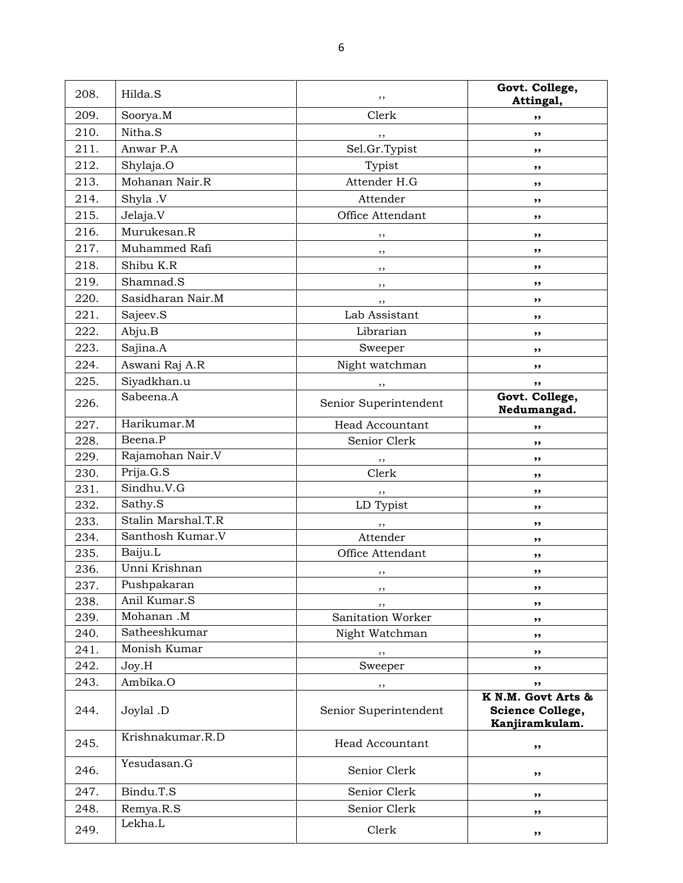| | | | |
|---|---|---|---|
| 208. | Hilda.S | ,, | **Govt. College, Attingal,** |
| 209. | Soorya.M | Clerk | ,, |
| 210. | Nitha.S | ,, | ,, |
| 211. | Anwar P.A | Sel.Gr.Typist | ,, |
| 212. | Shylaja.O | Typist | ,, |
| 213. | Mohanan Nair.R | Attender H.G | ,, |
| 214. | Shyla .V | Attender | ,, |
| 215. | Jelaja.V | Office Attendant | ,, |
| 216. | Murukesan.R | ,, | ,, |
| 217. | Muhammed Rafi | ,, | ,, |
| 218. | Shibu K.R | ,, | ,, |
| 219. | Shamnad.S | ,, | ,, |
| 220. | Sasidharan Nair.M | ,, | ,, |
| 221. | Sajeev.S | Lab Assistant | ,, |
| 222. | Abju.B | Librarian | ,, |
| 223. | Sajina.A | Sweeper | ,, |
| 224. | Aswani Raj A.R | Night watchman | ,, |
| 225. | Siyadkhan.u | ,, | ,, |
| 226. | Sabeena.A | Senior Superintendent | **Govt. College, Nedumangad.** |
| 227. | Harikumar.M | Head Accountant | ,, |
| 228. | Beena.P | Senior Clerk | ,, |
| 229. | Rajamohan Nair.V | ,, | ,, |
| 230. | Prija.G.S | Clerk | ,, |
| 231. | Sindhu.V.G | ,, | ,, |
| 232. | Sathy.S | LD Typist | ,, |
| 233. | Stalin Marshal.T.R | ,, | ,, |
| 234. | Santhosh Kumar.V | Attender | ,, |
| 235. | Baiju.L | Office Attendant | ,, |
| 236. | Unni Krishnan | ,, | ,, |
| 237. | Pushpakaran | ,, | ,, |
| 238. | Anil Kumar.S | ,, | ,, |
| 239. | Mohanan .M | Sanitation Worker | ,, |
| 240. | Satheeshkumar | Night Watchman | ,, |
| 241. | Monish Kumar | ,, | ,, |
| 242. | Joy.H | Sweeper | ,, |
| 243. | Ambika.O | ,, | ,, |
| 244. | Joylal .D | Senior Superintendent | **K N.M. Govt Arts & Science College, Kanjiramkulam.** |
| 245. | Krishnakumar.R.D | Head Accountant | ,, |
| 246. | Yesudasan.G | Senior Clerk | ,, |
| 247. | Bindu.T.S | Senior Clerk | ,, |
| 248. | Remya.R.S | Senior Clerk | ,, |
| 249. | Lekha.L | Clerk | ,, |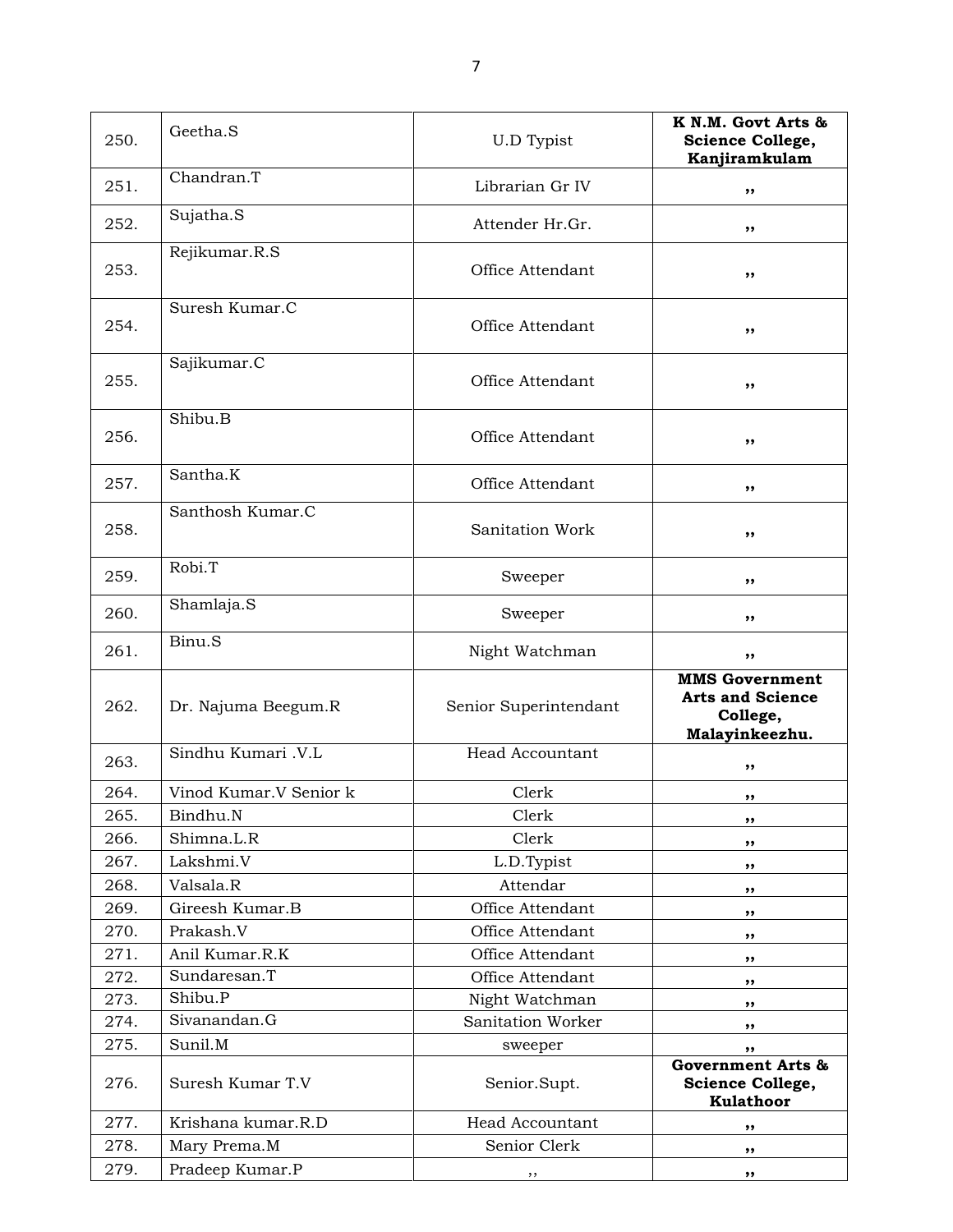| 250. | Geetha.S | U.D Typist | **K N.M. Govt Arts & Science College, Kanjiramkulam** |
|---|---|---|---|
| 251. | Chandran.T | Librarian Gr IV | ,, |
| 252. | Sujatha.S | Attender Hr.Gr. | ,, |
| 253. | Rejikumar.R.S | Office Attendant | ,, |
| 254. | Suresh Kumar.C | Office Attendant | ,, |
| 255. | Sajikumar.C | Office Attendant | ,, |
| 256. | Shibu.B | Office Attendant | ,, |
| 257. | Santha.K | Office Attendant | ,, |
| 258. | Santhosh Kumar.C | Sanitation Work | ,, |
| 259. | Robi.T | Sweeper | ,, |
| 260. | Shamlaja.S | Sweeper | ,, |
| 261. | Binu.S | Night Watchman | ,, |
| 262. | Dr. Najuma Beegum.R | Senior Superintendant | **MMS Government Arts and Science College, Malayinkeezhu.** |
| 263. | Sindhu Kumari .V.L | Head Accountant | ,, |
| 264. | Vinod Kumar.V Senior k | Clerk | ,, |
| 265. | Bindhu.N | Clerk | ,, |
| 266. | Shimna.L.R | Clerk | ,, |
| 267. | Lakshmi.V | L.D.Typist | ,, |
| 268. | Valsala.R | Attendar | ,, |
| 269. | Gireesh Kumar.B | Office Attendant | ,, |
| 270. | Prakash.V | Office Attendant | ,, |
| 271. | Anil Kumar.R.K | Office Attendant | ,, |
| 272. | Sundaresan.T | Office Attendant | ,, |
| 273. | Shibu.P | Night Watchman | ,, |
| 274. | Sivanandan.G | Sanitation Worker | ,, |
| 275. | Sunil.M | sweeper | ,, |
| 276. | Suresh Kumar T.V | Senior.Supt. | **Government Arts & Science College, Kulathoor** |
| 277. | Krishana kumar.R.D | Head Accountant | ,, |
| 278. | Mary Prema.M | Senior Clerk | ,, |
| 279. | Pradeep Kumar.P | ,, | ,, |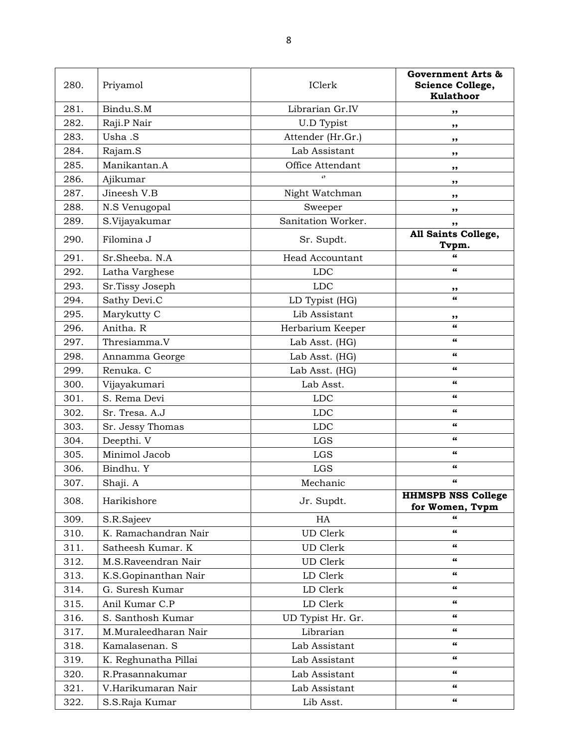| 280. | Priyamol | IClerk | **Government Arts & Science College, Kulathoor** |
|---|---|---|---|
| 281. | Bindu.S.M | Librarian Gr.IV | ,, |
| 282. | Raji.P Nair | U.D Typist | ,, |
| 283. | Usha .S | Attender (Hr.Gr.) | ,, |
| 284. | Rajam.S | Lab Assistant | ,, |
| 285. | Manikantan.A | Office Attendant | ,, |
| 286. | Ajikumar | ‘’ | ,, |
| 287. | Jineesh V.B | Night Watchman | ,, |
| 288. | N.S Venugopal | Sweeper | ,, |
| 289. | S.Vijayakumar | Sanitation Worker. | ,, |
| 290. | Filomina J | Sr. Supdt. | **All Saints College, Tvpm.** |
| 291. | Sr.Sheeba. N.A | Head Accountant | “ |
| 292. | Latha Varghese | LDC | “ |
| 293. | Sr.Tissy Joseph | LDC | ,, |
| 294. | Sathy Devi.C | LD Typist (HG) | “ |
| 295. | Marykutty C | Lib Assistant | ,, |
| 296. | Anitha. R | Herbarium Keeper | “ |
| 297. | Thresiamma.V | Lab Asst. (HG) | “ |
| 298. | Annamma George | Lab Asst. (HG) | “ |
| 299. | Renuka. C | Lab Asst. (HG) | “ |
| 300. | Vijayakumari | Lab Asst. | “ |
| 301. | S. Rema Devi | LDC | “ |
| 302. | Sr. Tresa. A.J | LDC | “ |
| 303. | Sr. Jessy Thomas | LDC | “ |
| 304. | Deepthi. V | LGS | “ |
| 305. | Minimol Jacob | LGS | “ |
| 306. | Bindhu. Y | LGS | “ |
| 307. | Shaji. A | Mechanic | “ |
| 308. | Harikishore | Jr. Supdt. | **HHMSPB NSS College for Women, Tvpm** |
| 309. | S.R.Sajeev | HA | “ |
| 310. | K. Ramachandran Nair | UD Clerk | “ |
| 311. | Satheesh Kumar. K | UD Clerk | “ |
| 312. | M.S.Raveendran Nair | UD Clerk | “ |
| 313. | K.S.Gopinanthan Nair | LD Clerk | “ |
| 314. | G. Suresh Kumar | LD Clerk | “ |
| 315. | Anil Kumar C.P | LD Clerk | “ |
| 316. | S. Santhosh Kumar | UD Typist Hr. Gr. | “ |
| 317. | M.Muraleedharan Nair | Librarian | “ |
| 318. | Kamalasenan. S | Lab Assistant | “ |
| 319. | K. Reghunatha Pillai | Lab Assistant | “ |
| 320. | R.Prasannakumar | Lab Assistant | “ |
| 321. | V.Harikumaran Nair | Lab Assistant | “ |
| 322. | S.S.Raja Kumar | Lib Asst. | “ |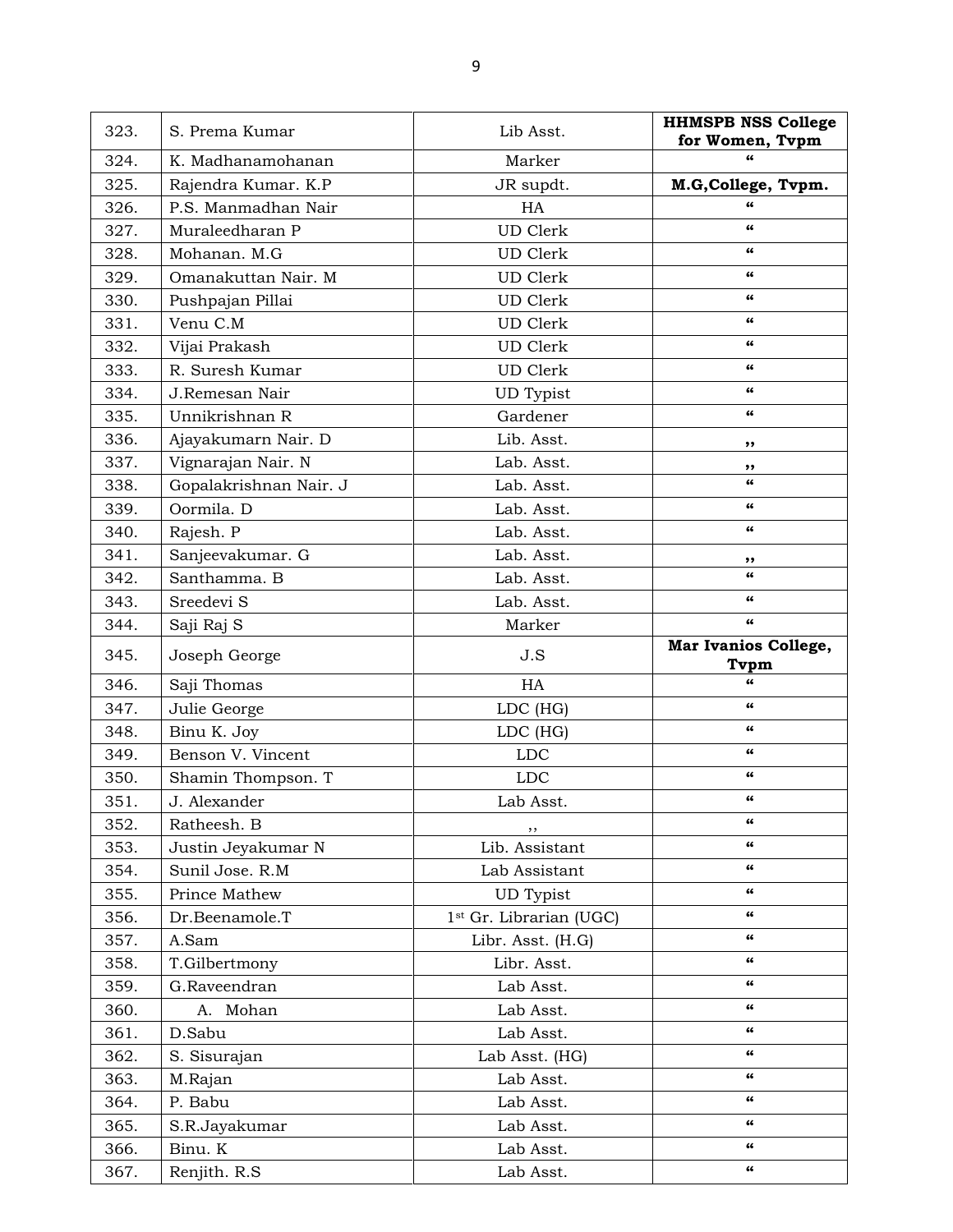| 323. | S. Prema Kumar | Lib Asst. | **HHMSPB NSS College for Women, Tvpm** |
|---|---|---|---|
| 324. | K. Madhanamohanan | Marker | “ |
| 325. | Rajendra Kumar. K.P | JR supdt. | **M.G,College, Tvpm.** |
| 326. | P.S. Manmadhan Nair | HA | “ |
| 327. | Muraleedharan P | UD Clerk | “ |
| 328. | Mohanan. M.G | UD Clerk | “ |
| 329. | Omanakuttan Nair. M | UD Clerk | “ |
| 330. | Pushpajan Pillai | UD Clerk | “ |
| 331. | Venu C.M | UD Clerk | “ |
| 332. | Vijai Prakash | UD Clerk | “ |
| 333. | R. Suresh Kumar | UD Clerk | “ |
| 334. | J.Remesan Nair | UD Typist | “ |
| 335. | Unnikrishnan R | Gardener | “ |
| 336. | Ajayakumarn Nair. D | Lib. Asst. | ,, |
| 337. | Vignarajan Nair. N | Lab. Asst. | ,, |
| 338. | Gopalakrishnan Nair. J | Lab. Asst. | “ |
| 339. | Oormila. D | Lab. Asst. | “ |
| 340. | Rajesh. P | Lab. Asst. | “ |
| 341. | Sanjeevakumar. G | Lab. Asst. | ,, |
| 342. | Santhamma. B | Lab. Asst. | “ |
| 343. | Sreedevi S | Lab. Asst. | “ |
| 344. | Saji Raj S | Marker | “ |
| 345. | Joseph George | J.S | **Mar Ivanios College, Tvpm** |
| 346. | Saji Thomas | HA | “ |
| 347. | Julie George | LDC (HG) | “ |
| 348. | Binu K. Joy | LDC (HG) | “ |
| 349. | Benson V. Vincent | LDC | “ |
| 350. | Shamin Thompson. T | LDC | “ |
| 351. | J. Alexander | Lab Asst. | “ |
| 352. | Ratheesh. B | ,, | “ |
| 353. | Justin Jeyakumar N | Lib. Assistant | “ |
| 354. | Sunil Jose. R.M | Lab Assistant | “ |
| 355. | Prince Mathew | UD Typist | “ |
| 356. | Dr.Beenamole.T | 1st Gr. Librarian (UGC) | “ |
| 357. | A.Sam | Libr. Asst. (H.G) | “ |
| 358. | T.Gilbertmony | Libr. Asst. | “ |
| 359. | G.Raveendran | Lab Asst. | “ |
| 360. | A. Mohan | Lab Asst. | “ |
| 361. | D.Sabu | Lab Asst. | “ |
| 362. | S. Sisurajan | Lab Asst. (HG) | “ |
| 363. | M.Rajan | Lab Asst. | “ |
| 364. | P. Babu | Lab Asst. | “ |
| 365. | S.R.Jayakumar | Lab Asst. | “ |
| 366. | Binu. K | Lab Asst. | “ |
| 367. | Renjith. R.S | Lab Asst. | “ |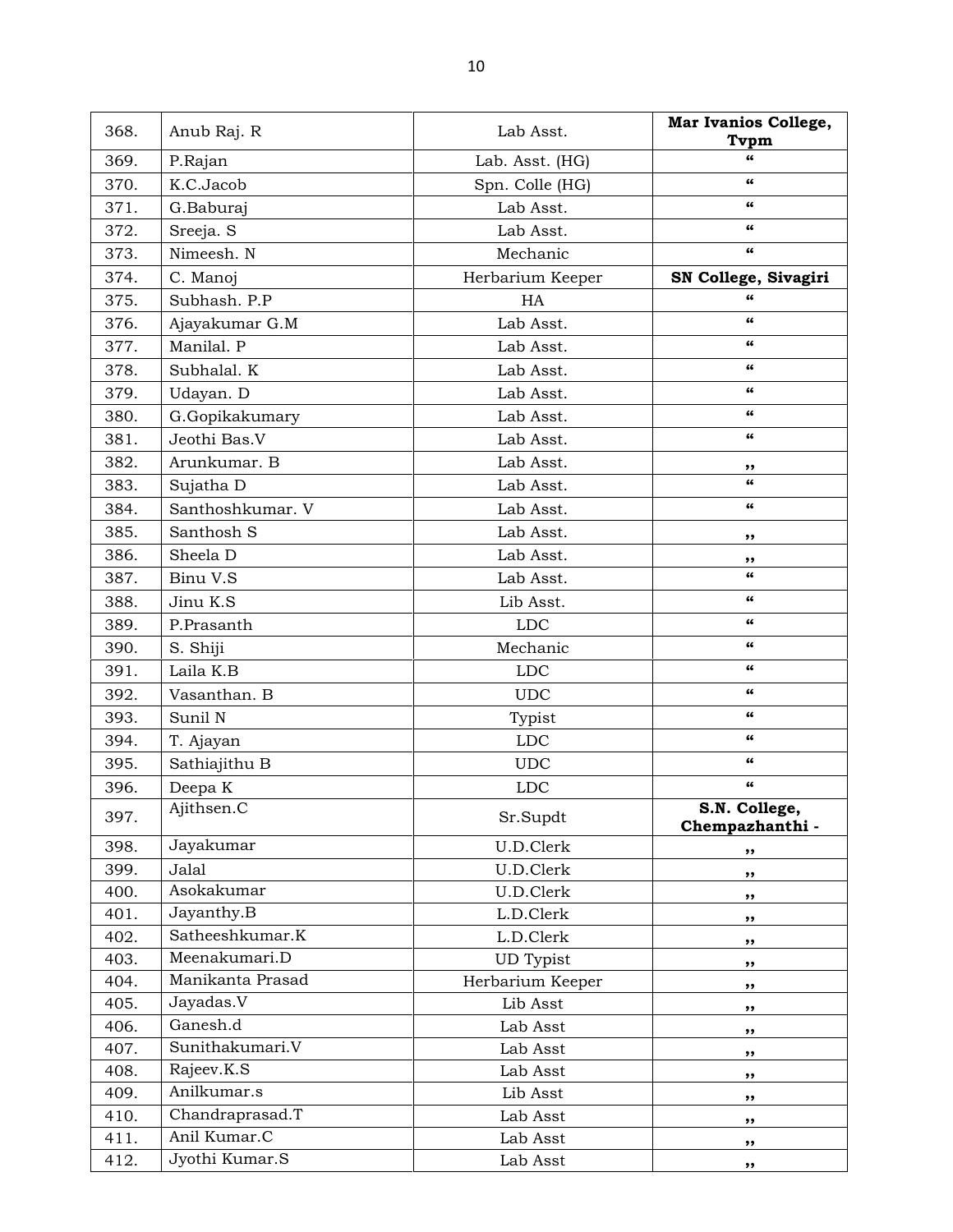| 368. | Anub Raj. R | Lab Asst. | **Mar Ivanios College, Tvpm** |
|---|---|---|---|
| 369. | P.Rajan | Lab. Asst. (HG) | “ |
| 370. | K.C.Jacob | Spn. Colle (HG) | “ |
| 371. | G.Baburaj | Lab Asst. | “ |
| 372. | Sreeja. S | Lab Asst. | “ |
| 373. | Nimeesh. N | Mechanic | “ |
| 374. | C. Manoj | Herbarium Keeper | **SN College, Sivagiri** |
| 375. | Subhash. P.P | HA | “ |
| 376. | Ajayakumar G.M | Lab Asst. | “ |
| 377. | Manilal. P | Lab Asst. | “ |
| 378. | Subhalal. K | Lab Asst. | “ |
| 379. | Udayan. D | Lab Asst. | “ |
| 380. | G.Gopikakumary | Lab Asst. | “ |
| 381. | Jeothi Bas.V | Lab Asst. | “ |
| 382. | Arunkumar. B | Lab Asst. | ,, |
| 383. | Sujatha D | Lab Asst. | “ |
| 384. | Santhoshkumar. V | Lab Asst. | “ |
| 385. | Santhosh S | Lab Asst. | ,, |
| 386. | Sheela D | Lab Asst. | ,, |
| 387. | Binu V.S | Lab Asst. | “ |
| 388. | Jinu K.S | Lib Asst. | “ |
| 389. | P.Prasanth | LDC | “ |
| 390. | S. Shiji | Mechanic | “ |
| 391. | Laila K.B | LDC | “ |
| 392. | Vasanthan. B | UDC | “ |
| 393. | Sunil N | Typist | “ |
| 394. | T. Ajayan | LDC | “ |
| 395. | Sathiajithu B | UDC | “ |
| 396. | Deepa K | LDC | “ |
| 397. | Ajithsen.C | Sr.Supdt | **S.N. College, Chempazhanthi -** |
| 398. | Jayakumar | U.D.Clerk | ,, |
| 399. | Jalal | U.D.Clerk | ,, |
| 400. | Asokakumar | U.D.Clerk | ,, |
| 401. | Jayanthy.B | L.D.Clerk | ,, |
| 402. | Satheeshkumar.K | L.D.Clerk | ,, |
| 403. | Meenakumari.D | UD Typist | ,, |
| 404. | Manikanta Prasad | Herbarium Keeper | ,, |
| 405. | Jayadas.V | Lib Asst | ,, |
| 406. | Ganesh.d | Lab Asst | ,, |
| 407. | Sunithakumari.V | Lab Asst | ,, |
| 408. | Rajeev.K.S | Lab Asst | ,, |
| 409. | Anilkumar.s | Lib Asst | ,, |
| 410. | Chandraprasad.T | Lab Asst | ,, |
| 411. | Anil Kumar.C | Lab Asst | ,, |
| 412. | Jyothi Kumar.S | Lab Asst | ,, |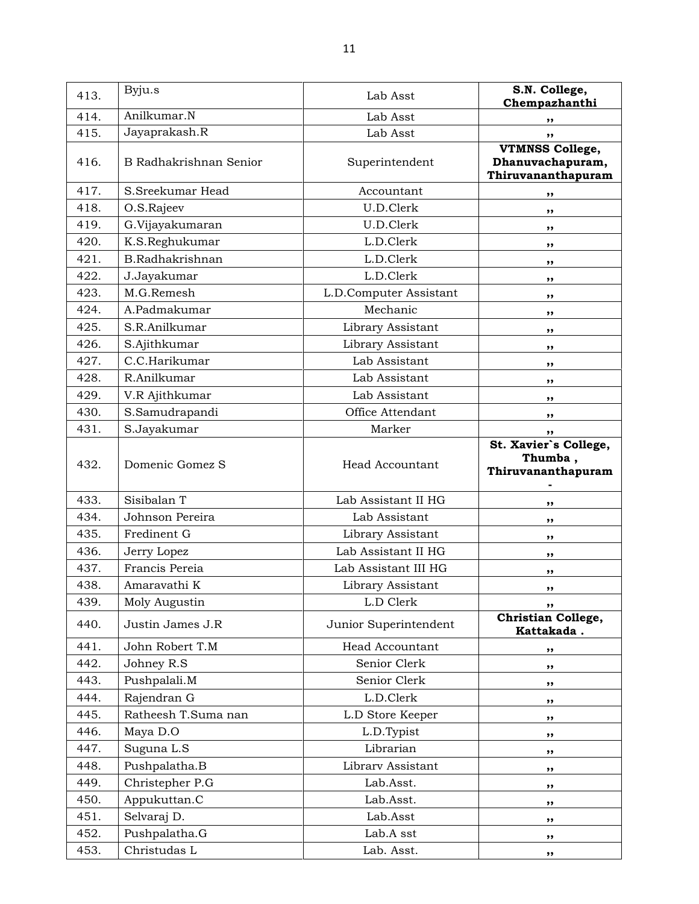| 413. | Byju.s | Lab Asst | **S.N. College, Chempazhanthi** |
|---|---|---|---|
| 414. | Anilkumar.N | Lab Asst | ,, |
| 415. | Jayaprakash.R | Lab Asst | ,, |
| 416. | B Radhakrishnan Senior | Superintendent | **VTMNSS College, Dhanuvachapuram, Thiruvananthapuram** |
| 417. | S.Sreekumar Head | Accountant | ,, |
| 418. | O.S.Rajeev | U.D.Clerk | ,, |
| 419. | G.Vijayakumaran | U.D.Clerk | ,, |
| 420. | K.S.Reghukumar | L.D.Clerk | ,, |
| 421. | B.Radhakrishnan | L.D.Clerk | ,, |
| 422. | J.Jayakumar | L.D.Clerk | ,, |
| 423. | M.G.Remesh | L.D.Computer Assistant | ,, |
| 424. | A.Padmakumar | Mechanic | ,, |
| 425. | S.R.Anilkumar | Library Assistant | ,, |
| 426. | S.Ajithkumar | Library Assistant | ,, |
| 427. | C.C.Harikumar | Lab Assistant | ,, |
| 428. | R.Anilkumar | Lab Assistant | ,, |
| 429. | V.R Ajithkumar | Lab Assistant | ,, |
| 430. | S.Samudrapandi | Office Attendant | ,, |
| 431. | S.Jayakumar | Marker | ,, |
| 432. | Domenic Gomez S | Head Accountant | **St. Xavier`s College, Thumba , Thiruvananthapuram -** |
| 433. | Sisibalan T | Lab Assistant II HG | ,, |
| 434. | Johnson Pereira | Lab Assistant | ,, |
| 435. | Fredinent G | Library Assistant | ,, |
| 436. | Jerry Lopez | Lab Assistant II HG | ,, |
| 437. | Francis Pereia | Lab Assistant III HG | ,, |
| 438. | Amaravathi K | Library Assistant | ,, |
| 439. | Moly Augustin | L.D Clerk | ,, |
| 440. | Justin James J.R | Junior Superintendent | **Christian College, Kattakada .** |
| 441. | John Robert T.M | Head Accountant | ,, |
| 442. | Johney R.S | Senior Clerk | ,, |
| 443. | Pushpalali.M | Senior Clerk | ,, |
| 444. | Rajendran G | L.D.Clerk | ,, |
| 445. | Ratheesh T.Suma nan | L.D Store Keeper | ,, |
| 446. | Maya D.O | L.D.Typist | ,, |
| 447. | Suguna L.S | Librarian | ,, |
| 448. | Pushpalatha.B | Librarv Assistant | ,, |
| 449. | Christepher P.G | Lab.Asst. | ,, |
| 450. | Appukuttan.C | Lab.Asst. | ,, |
| 451. | Selvaraj D. | Lab.Asst | ,, |
| 452. | Pushpalatha.G | Lab.A sst | ,, |
| 453. | Christudas L | Lab. Asst. | ,, |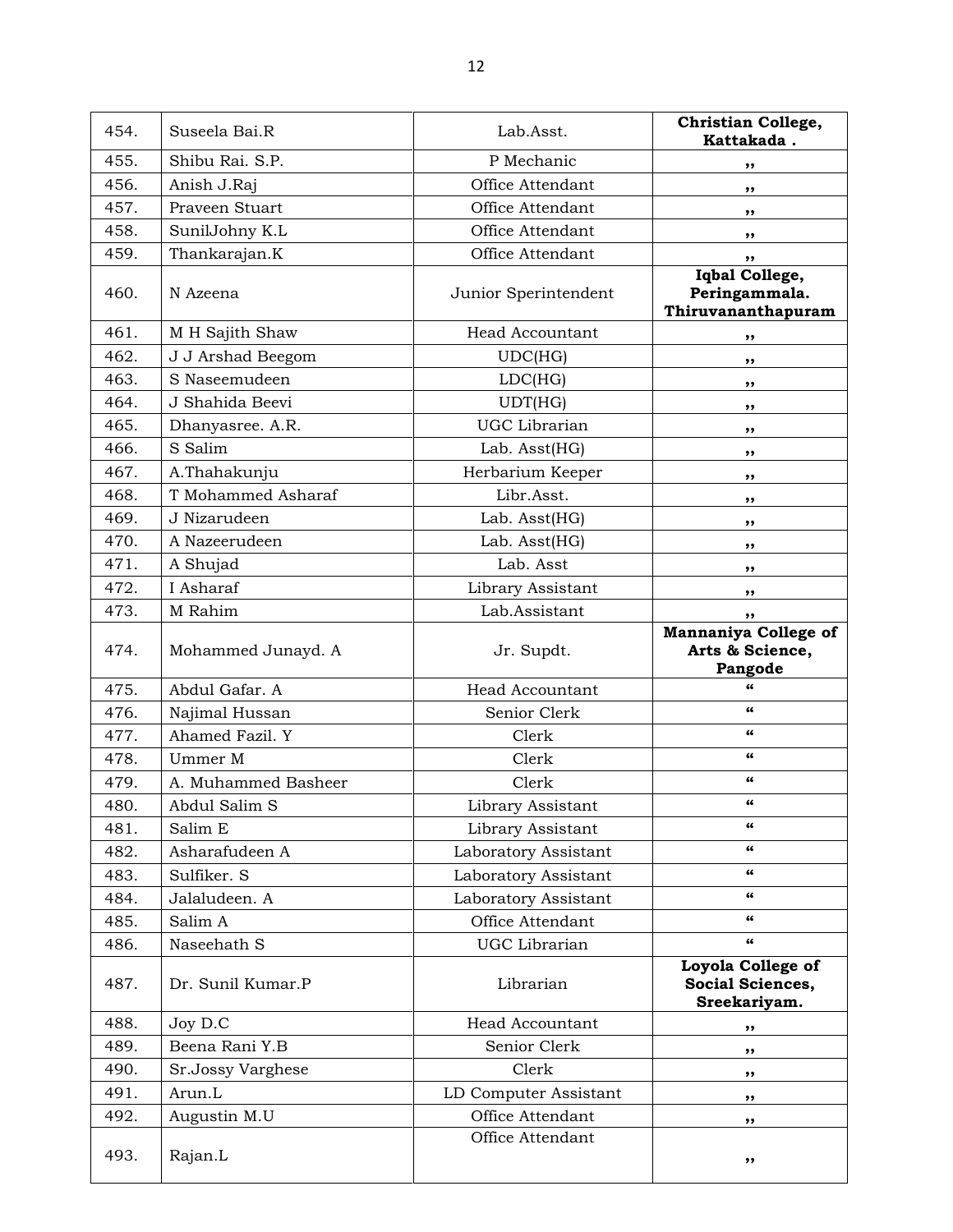| | | | |
|---|---|---|---|
| 454. | Suseela Bai.R | Lab.Asst. | **Christian College, Kattakada .** |
| 455. | Shibu Rai. S.P. | P Mechanic | ,, |
| 456. | Anish J.Raj | Office Attendant | ,, |
| 457. | Praveen Stuart | Office Attendant | ,, |
| 458. | SunilJohny K.L | Office Attendant | ,, |
| 459. | Thankarajan.K | Office Attendant | ,, |
| 460. | N Azeena | Junior Sperintendent | **Iqbal College, Peringammala. Thiruvananthapuram** |
| 461. | M H Sajith Shaw | Head Accountant | ,, |
| 462. | J J Arshad Beegom | UDC(HG) | ,, |
| 463. | S Naseemudeen | LDC(HG) | ,, |
| 464. | J Shahida Beevi | UDT(HG) | ,, |
| 465. | Dhanyasree. A.R. | UGC Librarian | ,, |
| 466. | S Salim | Lab. Asst(HG) | ,, |
| 467. | A.Thahakunju | Herbarium Keeper | ,, |
| 468. | T Mohammed Asharaf | Libr.Asst. | ,, |
| 469. | J Nizarudeen | Lab. Asst(HG) | ,, |
| 470. | A Nazeerudeen | Lab. Asst(HG) | ,, |
| 471. | A Shujad | Lab. Asst | ,, |
| 472. | I Asharaf | Library Assistant | ,, |
| 473. | M Rahim | Lab.Assistant | ,, |
| 474. | Mohammed Junayd. A | Jr. Supdt. | **Mannaniya College of Arts & Science, Pangode** |
| 475. | Abdul Gafar. A | Head Accountant | " |
| 476. | Najimal Hussan | Senior Clerk | " |
| 477. | Ahamed Fazil. Y | Clerk | " |
| 478. | Ummer M | Clerk | " |
| 479. | A. Muhammed Basheer | Clerk | " |
| 480. | Abdul Salim S | Library Assistant | " |
| 481. | Salim E | Library Assistant | " |
| 482. | Asharafudeen A | Laboratory Assistant | " |
| 483. | Sulfiker. S | Laboratory Assistant | " |
| 484. | Jalaludeen. A | Laboratory Assistant | " |
| 485. | Salim A | Office Attendant | " |
| 486. | Naseehath S | UGC Librarian | " |
| 487. | Dr. Sunil Kumar.P | Librarian | **Loyola College of Social Sciences, Sreekariyam.** |
| 488. | Joy D.C | Head Accountant | ,, |
| 489. | Beena Rani Y.B | Senior Clerk | ,, |
| 490. | Sr.Jossy Varghese | Clerk | ,, |
| 491. | Arun.L | LD Computer Assistant | ,, |
| 492. | Augustin M.U | Office Attendant | ,, |
| 493. | Rajan.L | Office Attendant | ,, |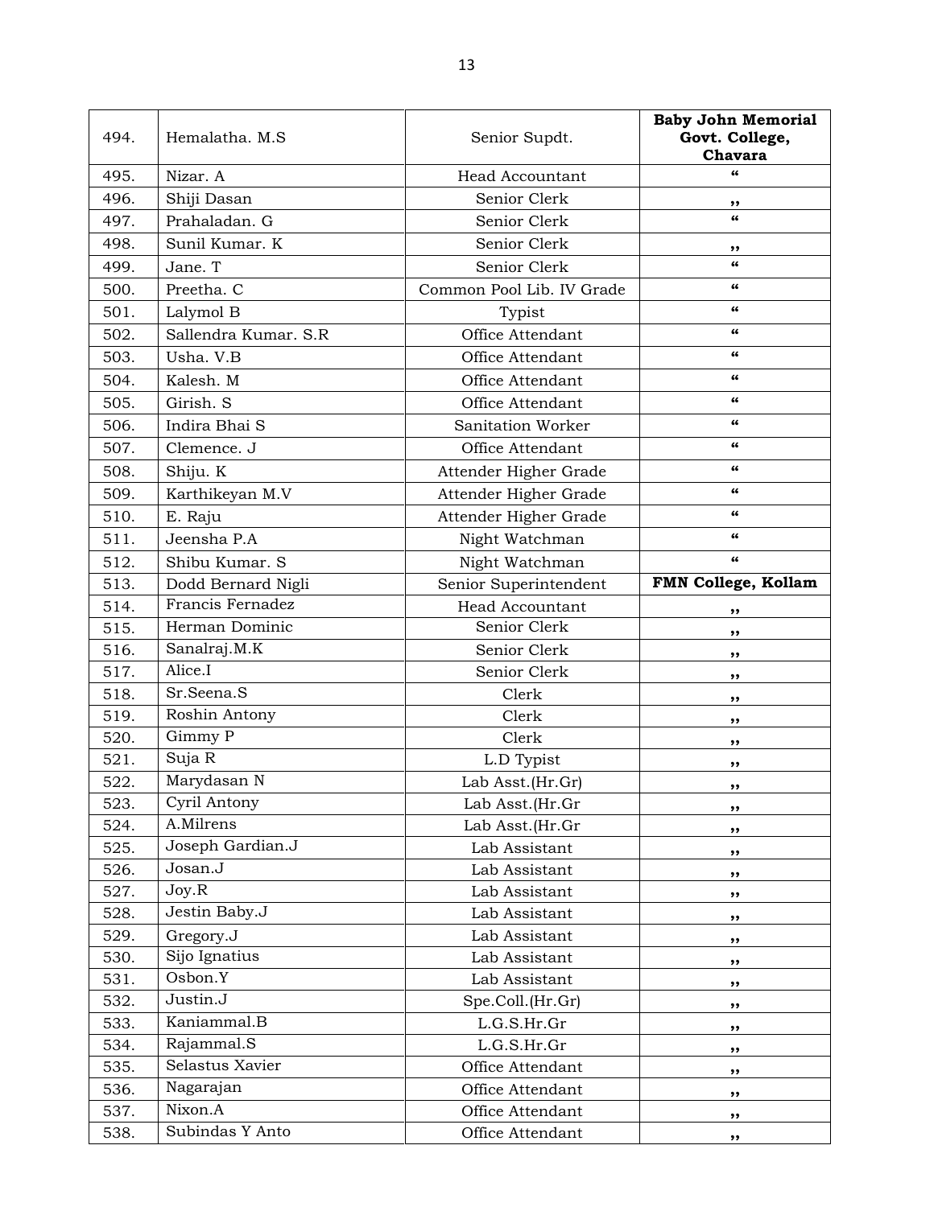| 494. | Hemalatha. M.S | Senior Supdt. | **Baby John Memorial Govt. College, Chavara** |
|---|---|---|---|
| 495. | Nizar. A | Head Accountant | “ |
| 496. | Shiji Dasan | Senior Clerk | ,, |
| 497. | Prahaladan. G | Senior Clerk | “ |
| 498. | Sunil Kumar. K | Senior Clerk | ,, |
| 499. | Jane. T | Senior Clerk | “ |
| 500. | Preetha. C | Common Pool Lib. IV Grade | “ |
| 501. | Lalymol B | Typist | “ |
| 502. | Sallendra Kumar. S.R | Office Attendant | “ |
| 503. | Usha. V.B | Office Attendant | “ |
| 504. | Kalesh. M | Office Attendant | “ |
| 505. | Girish. S | Office Attendant | “ |
| 506. | Indira Bhai S | Sanitation Worker | “ |
| 507. | Clemence. J | Office Attendant | “ |
| 508. | Shiju. K | Attender Higher Grade | “ |
| 509. | Karthikeyan M.V | Attender Higher Grade | “ |
| 510. | E. Raju | Attender Higher Grade | “ |
| 511. | Jeensha P.A | Night Watchman | “ |
| 512. | Shibu Kumar. S | Night Watchman | “ |
| 513. | Dodd Bernard Nigli | Senior Superintendent | **FMN College, Kollam** |
| 514. | Francis Fernadez | Head Accountant | ,, |
| 515. | Herman Dominic | Senior Clerk | ,, |
| 516. | Sanalraj.M.K | Senior Clerk | ,, |
| 517. | Alice.I | Senior Clerk | ,, |
| 518. | Sr.Seena.S | Clerk | ,, |
| 519. | Roshin Antony | Clerk | ,, |
| 520. | Gimmy P | Clerk | ,, |
| 521. | Suja R | L.D Typist | ,, |
| 522. | Marydasan N | Lab Asst.(Hr.Gr) | ,, |
| 523. | Cyril Antony | Lab Asst.(Hr.Gr | ,, |
| 524. | A.Milrens | Lab Asst.(Hr.Gr | ,, |
| 525. | Joseph Gardian.J | Lab Assistant | ,, |
| 526. | Josan.J | Lab Assistant | ,, |
| 527. | Joy.R | Lab Assistant | ,, |
| 528. | Jestin Baby.J | Lab Assistant | ,, |
| 529. | Gregory.J | Lab Assistant | ,, |
| 530. | Sijo Ignatius | Lab Assistant | ,, |
| 531. | Osbon.Y | Lab Assistant | ,, |
| 532. | Justin.J | Spe.Coll.(Hr.Gr) | ,, |
| 533. | Kaniammal.B | L.G.S.Hr.Gr | ,, |
| 534. | Rajammal.S | L.G.S.Hr.Gr | ,, |
| 535. | Selastus Xavier | Office Attendant | ,, |
| 536. | Nagarajan | Office Attendant | ,, |
| 537. | Nixon.A | Office Attendant | ,, |
| 538. | Subindas Y Anto | Office Attendant | ,, |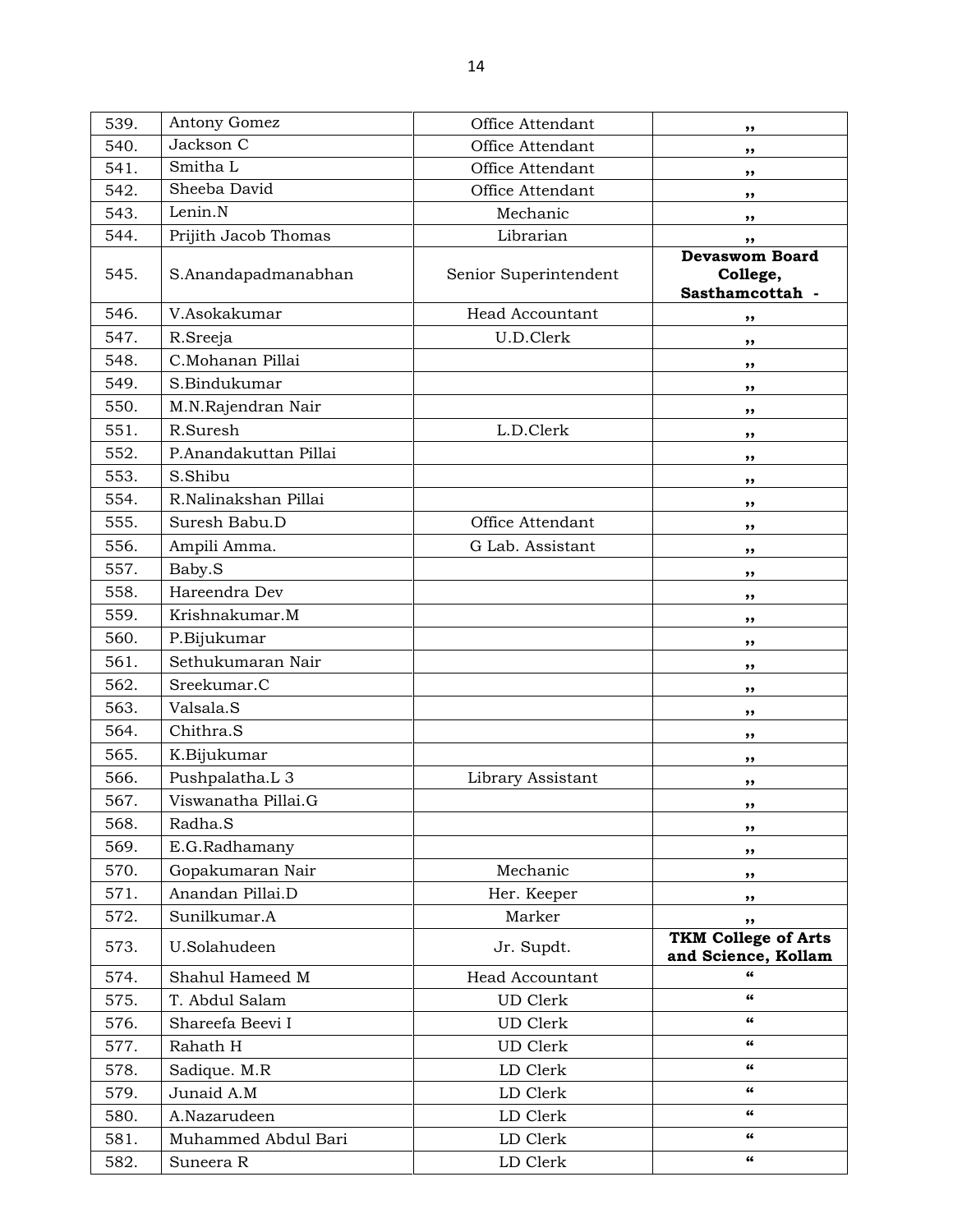| 539. | Antony Gomez | Office Attendant | ,, |
|---|---|---|---|
| 540. | Jackson C | Office Attendant | ,, |
| 541. | Smitha L | Office Attendant | ,, |
| 542. | Sheeba David | Office Attendant | ,, |
| 543. | Lenin.N | Mechanic | ,, |
| 544. | Prijith Jacob Thomas | Librarian | ,, |
| 545. | S.Anandapadmanabhan | Senior Superintendent | **Devaswom Board College, Sasthamcottah -** |
| 546. | V.Asokakumar | Head Accountant | ,, |
| 547. | R.Sreeja | U.D.Clerk | ,, |
| 548. | C.Mohanan Pillai | | ,, |
| 549. | S.Bindukumar | | ,, |
| 550. | M.N.Rajendran Nair | | ,, |
| 551. | R.Suresh | L.D.Clerk | ,, |
| 552. | P.Anandakuttan Pillai | | ,, |
| 553. | S.Shibu | | ,, |
| 554. | R.Nalinakshan Pillai | | ,, |
| 555. | Suresh Babu.D | Office Attendant | ,, |
| 556. | Ampili Amma. | G Lab. Assistant | ,, |
| 557. | Baby.S | | ,, |
| 558. | Hareendra Dev | | ,, |
| 559. | Krishnakumar.M | | ,, |
| 560. | P.Bijukumar | | ,, |
| 561. | Sethukumaran Nair | | ,, |
| 562. | Sreekumar.C | | ,, |
| 563. | Valsala.S | | ,, |
| 564. | Chithra.S | | ,, |
| 565. | K.Bijukumar | | ,, |
| 566. | Pushpalatha.L 3 | Library Assistant | ,, |
| 567. | Viswanatha Pillai.G | | ,, |
| 568. | Radha.S | | ,, |
| 569. | E.G.Radhamany | | ,, |
| 570. | Gopakumaran Nair | Mechanic | ,, |
| 571. | Anandan Pillai.D | Her. Keeper | ,, |
| 572. | Sunilkumar.A | Marker | ,, |
| 573. | U.Solahudeen | Jr. Supdt. | **TKM College of Arts and Science, Kollam** |
| 574. | Shahul Hameed M | Head Accountant | " |
| 575. | T. Abdul Salam | UD Clerk | " |
| 576. | Shareefa Beevi I | UD Clerk | " |
| 577. | Rahath H | UD Clerk | " |
| 578. | Sadique. M.R | LD Clerk | " |
| 579. | Junaid A.M | LD Clerk | " |
| 580. | A.Nazarudeen | LD Clerk | " |
| 581. | Muhammed Abdul Bari | LD Clerk | " |
| 582. | Suneera R | LD Clerk | " |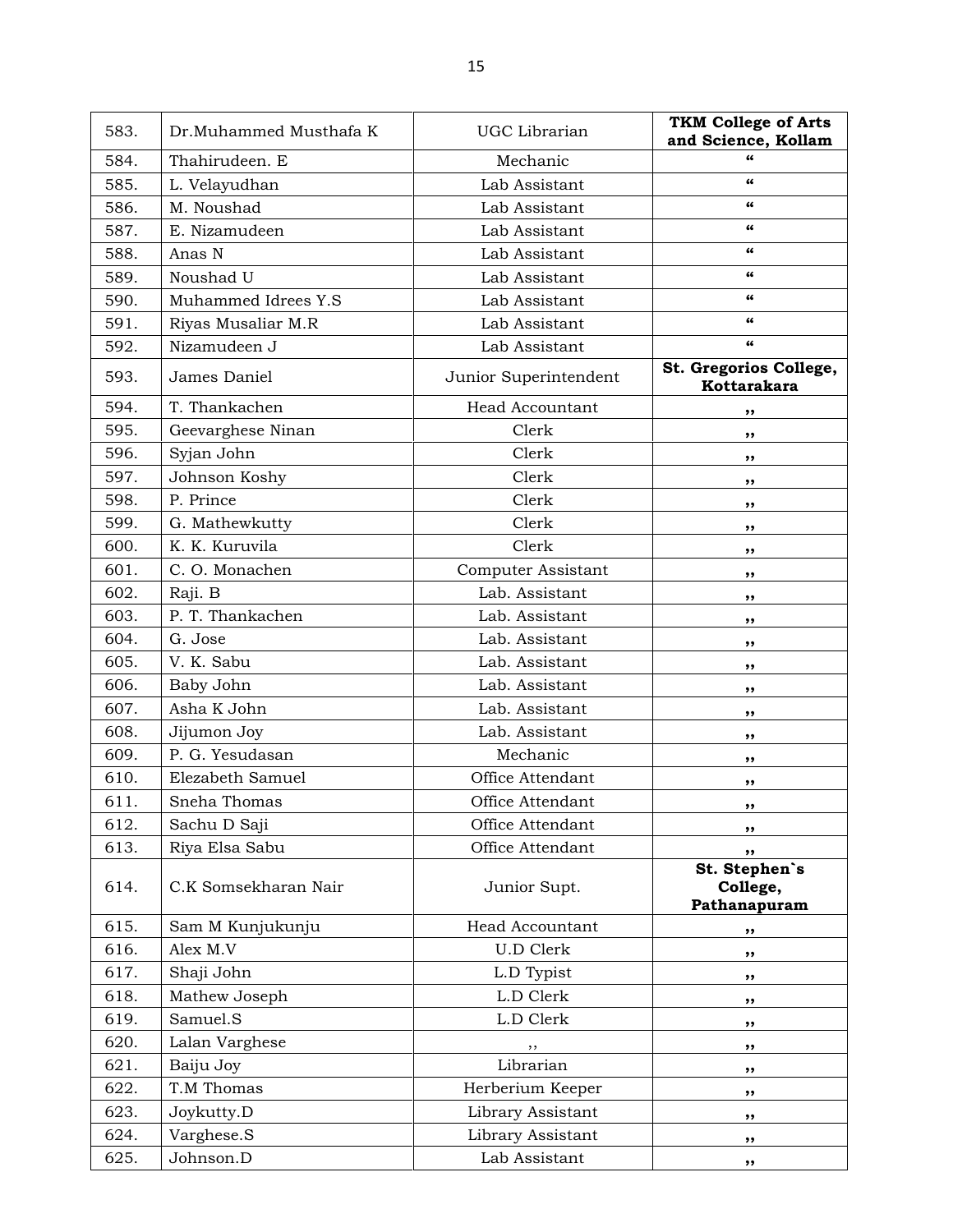| | | | |
|---|---|---|---|
| 583. | Dr.Muhammed Musthafa K | UGC Librarian | **TKM College of Arts and Science, Kollam** |
| 584. | Thahirudeen. E | Mechanic | “ |
| 585. | L. Velayudhan | Lab Assistant | “ |
| 586. | M. Noushad | Lab Assistant | “ |
| 587. | E. Nizamudeen | Lab Assistant | “ |
| 588. | Anas N | Lab Assistant | “ |
| 589. | Noushad U | Lab Assistant | “ |
| 590. | Muhammed Idrees Y.S | Lab Assistant | “ |
| 591. | Riyas Musaliar M.R | Lab Assistant | “ |
| 592. | Nizamudeen J | Lab Assistant | “ |
| 593. | James Daniel | Junior Superintendent | **St. Gregorios College, Kottarakara** |
| 594. | T. Thankachen | Head Accountant | ,, |
| 595. | Geevarghese Ninan | Clerk | ,, |
| 596. | Syjan John | Clerk | ,, |
| 597. | Johnson Koshy | Clerk | ,, |
| 598. | P. Prince | Clerk | ,, |
| 599. | G. Mathewkutty | Clerk | ,, |
| 600. | K. K. Kuruvila | Clerk | ,, |
| 601. | C. O. Monachen | Computer Assistant | ,, |
| 602. | Raji. B | Lab. Assistant | ,, |
| 603. | P. T. Thankachen | Lab. Assistant | ,, |
| 604. | G. Jose | Lab. Assistant | ,, |
| 605. | V. K. Sabu | Lab. Assistant | ,, |
| 606. | Baby John | Lab. Assistant | ,, |
| 607. | Asha K John | Lab. Assistant | ,, |
| 608. | Jijumon Joy | Lab. Assistant | ,, |
| 609. | P. G. Yesudasan | Mechanic | ,, |
| 610. | Elezabeth Samuel | Office Attendant | ,, |
| 611. | Sneha Thomas | Office Attendant | ,, |
| 612. | Sachu D Saji | Office Attendant | ,, |
| 613. | Riya Elsa Sabu | Office Attendant | ,, |
| 614. | C.K Somsekharan Nair | Junior Supt. | **St. Stephen`s College, Pathanapuram** |
| 615. | Sam M Kunjukunju | Head Accountant | ,, |
| 616. | Alex M.V | U.D Clerk | ,, |
| 617. | Shaji John | L.D Typist | ,, |
| 618. | Mathew Joseph | L.D Clerk | ,, |
| 619. | Samuel.S | L.D Clerk | ,, |
| 620. | Lalan Varghese | ,, | ,, |
| 621. | Baiju Joy | Librarian | ,, |
| 622. | T.M Thomas | Herberium Keeper | ,, |
| 623. | Joykutty.D | Library Assistant | ,, |
| 624. | Varghese.S | Library Assistant | ,, |
| 625. | Johnson.D | Lab Assistant | ,, |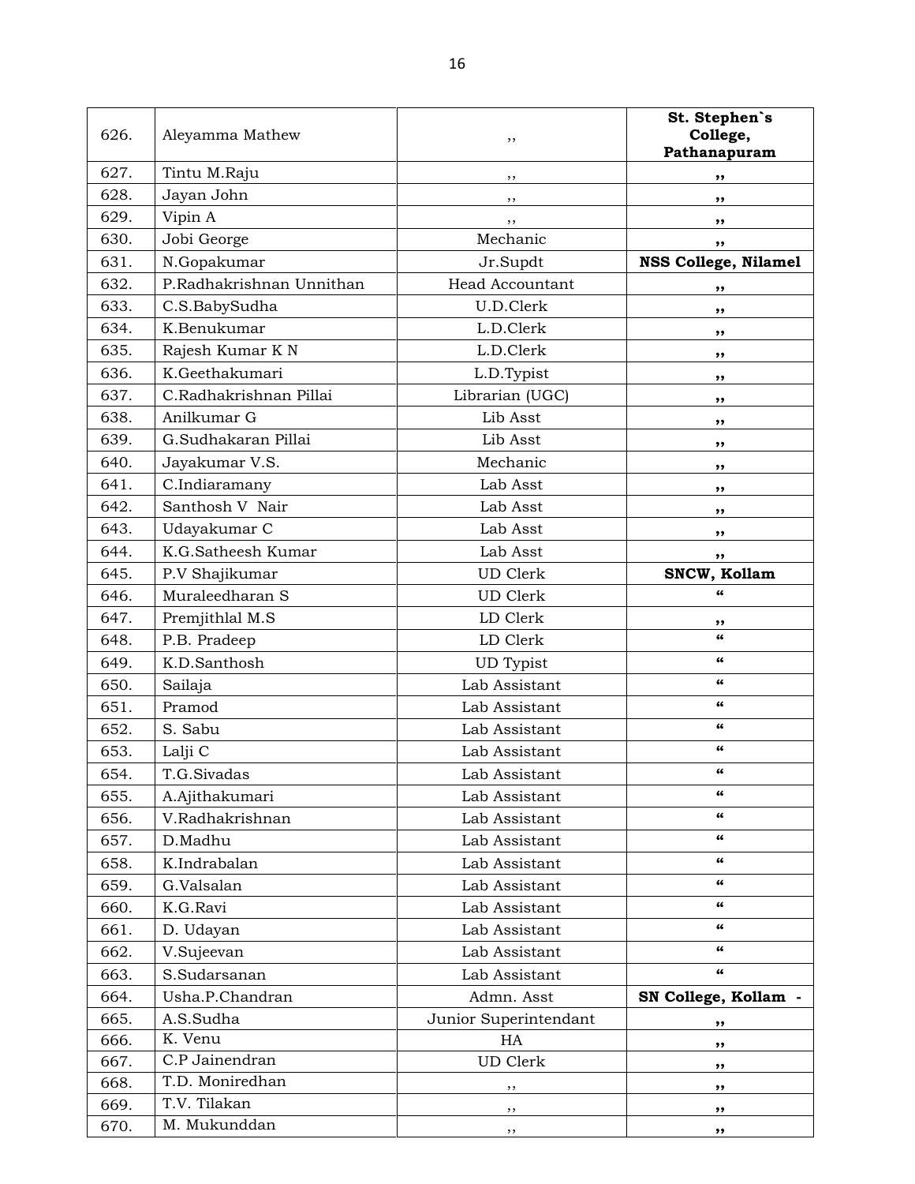| 626. | Aleyamma Mathew | ,, | **St. Stephen`s College, Pathanapuram** |
|---|---|---|---|
| 627. | Tintu M.Raju | ,, | **,,** |
| 628. | Jayan John | ,, | **,,** |
| 629. | Vipin A | ,, | **,,** |
| 630. | Jobi George | Mechanic | **,,** |
| 631. | N.Gopakumar | Jr.Supdt | **NSS College, Nilamel** |
| 632. | P.Radhakrishnan Unnithan | Head Accountant | **,,** |
| 633. | C.S.BabySudha | U.D.Clerk | **,,** |
| 634. | K.Benukumar | L.D.Clerk | **,,** |
| 635. | Rajesh Kumar K N | L.D.Clerk | **,,** |
| 636. | K.Geethakumari | L.D.Typist | **,,** |
| 637. | C.Radhakrishnan Pillai | Librarian (UGC) | **,,** |
| 638. | Anilkumar G | Lib Asst | **,,** |
| 639. | G.Sudhakaran Pillai | Lib Asst | **,,** |
| 640. | Jayakumar V.S. | Mechanic | **,,** |
| 641. | C.Indiaramany | Lab Asst | **,,** |
| 642. | Santhosh V Nair | Lab Asst | **,,** |
| 643. | Udayakumar C | Lab Asst | **,,** |
| 644. | K.G.Satheesh Kumar | Lab Asst | **,,** |
| 645. | P.V Shajikumar | UD Clerk | **SNCW, Kollam** |
| 646. | Muraleedharan S | UD Clerk | **"** |
| 647. | Premjithlal M.S | LD Clerk | **,,** |
| 648. | P.B. Pradeep | LD Clerk | **"** |
| 649. | K.D.Santhosh | UD Typist | **"** |
| 650. | Sailaja | Lab Assistant | **"** |
| 651. | Pramod | Lab Assistant | **"** |
| 652. | S. Sabu | Lab Assistant | **"** |
| 653. | Lalji C | Lab Assistant | **"** |
| 654. | T.G.Sivadas | Lab Assistant | **"** |
| 655. | A.Ajithakumari | Lab Assistant | **"** |
| 656. | V.Radhakrishnan | Lab Assistant | **"** |
| 657. | D.Madhu | Lab Assistant | **"** |
| 658. | K.Indrabalan | Lab Assistant | **"** |
| 659. | G.Valsalan | Lab Assistant | **"** |
| 660. | K.G.Ravi | Lab Assistant | **"** |
| 661. | D. Udayan | Lab Assistant | **"** |
| 662. | V.Sujeevan | Lab Assistant | **"** |
| 663. | S.Sudarsanan | Lab Assistant | **"** |
| 664. | Usha.P.Chandran | Admn. Asst | **SN College, Kollam -** |
| 665. | A.S.Sudha | Junior Superintendant | **,,** |
| 666. | K. Venu | HA | **,,** |
| 667. | C.P Jainendran | UD Clerk | **,,** |
| 668. | T.D. Moniredhan | ,, | **,,** |
| 669. | T.V. Tilakan | ,, | **,,** |
| 670. | M. Mukunddan | ,, | **,,** |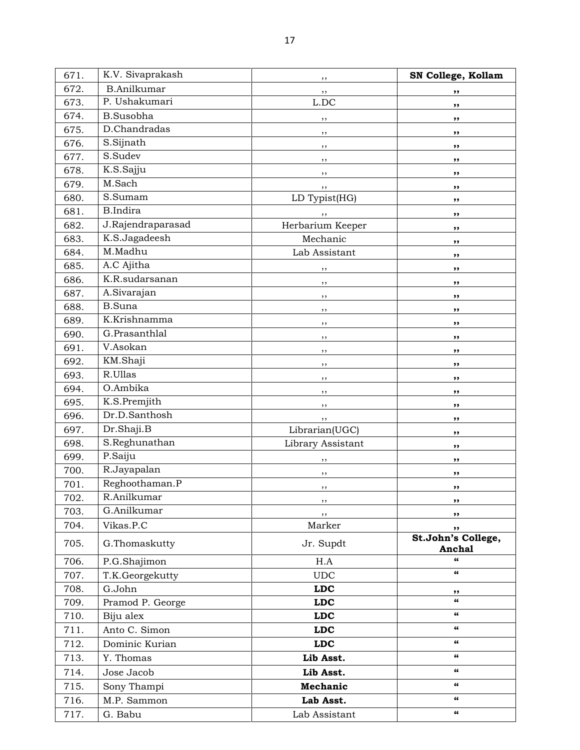| 671. | K.V. Sivaprakash | ,, | **SN College, Kollam** |
|---|---|---|---|
| 672. | B.Anilkumar | ,, | ,, |
| 673. | P. Ushakumari | L.DC | ,, |
| 674. | B.Susobha | ,, | ,, |
| 675. | D.Chandradas | ,, | ,, |
| 676. | S.Sijnath | ,, | ,, |
| 677. | S.Sudev | ,, | ,, |
| 678. | K.S.Sajju | ,, | ,, |
| 679. | M.Sach | ,, | ,, |
| 680. | S.Sumam | LD Typist(HG) | ,, |
| 681. | B.Indira | ,, | ,, |
| 682. | J.Rajendraparasad | Herbarium Keeper | ,, |
| 683. | K.S.Jagadeesh | Mechanic | ,, |
| 684. | M.Madhu | Lab Assistant | ,, |
| 685. | A.C Ajitha | ,, | ,, |
| 686. | K.R.sudarsanan | ,, | ,, |
| 687. | A.Sivarajan | ,, | ,, |
| 688. | B.Suna | ,, | ,, |
| 689. | K.Krishnamma | ,, | ,, |
| 690. | G.Prasanthlal | ,, | ,, |
| 691. | V.Asokan | ,, | ,, |
| 692. | KM.Shaji | ,, | ,, |
| 693. | R.Ullas | ,, | ,, |
| 694. | O.Ambika | ,, | ,, |
| 695. | K.S.Premjith | ,, | ,, |
| 696. | Dr.D.Santhosh | ,, | ,, |
| 697. | Dr.Shaji.B | Librarian(UGC) | ,, |
| 698. | S.Reghunathan | Library Assistant | ,, |
| 699. | P.Saiju | ,, | ,, |
| 700. | R.Jayapalan | ,, | ,, |
| 701. | Reghoothaman.P | ,, | ,, |
| 702. | R.Anilkumar | ,, | ,, |
| 703. | G.Anilkumar | ,, | ,, |
| 704. | Vikas.P.C | Marker | ,, |
| 705. | G.Thomaskutty | Jr. Supdt | **St.John's College, Anchal** |
| 706. | P.G.Shajimon | H.A | " |
| 707. | T.K.Georgekutty | UDC | " |
| 708. | G.John | **LDC** | ,, |
| 709. | Pramod P. George | **LDC** | " |
| 710. | Biju alex | **LDC** | " |
| 711. | Anto C. Simon | **LDC** | " |
| 712. | Dominic Kurian | **LDC** | " |
| 713. | Y. Thomas | **Lib Asst.** | " |
| 714. | Jose Jacob | **Lib Asst.** | " |
| 715. | Sony Thampi | **Mechanic** | " |
| 716. | M.P. Sammon | **Lab Asst.** | " |
| 717. | G. Babu | Lab Assistant | " |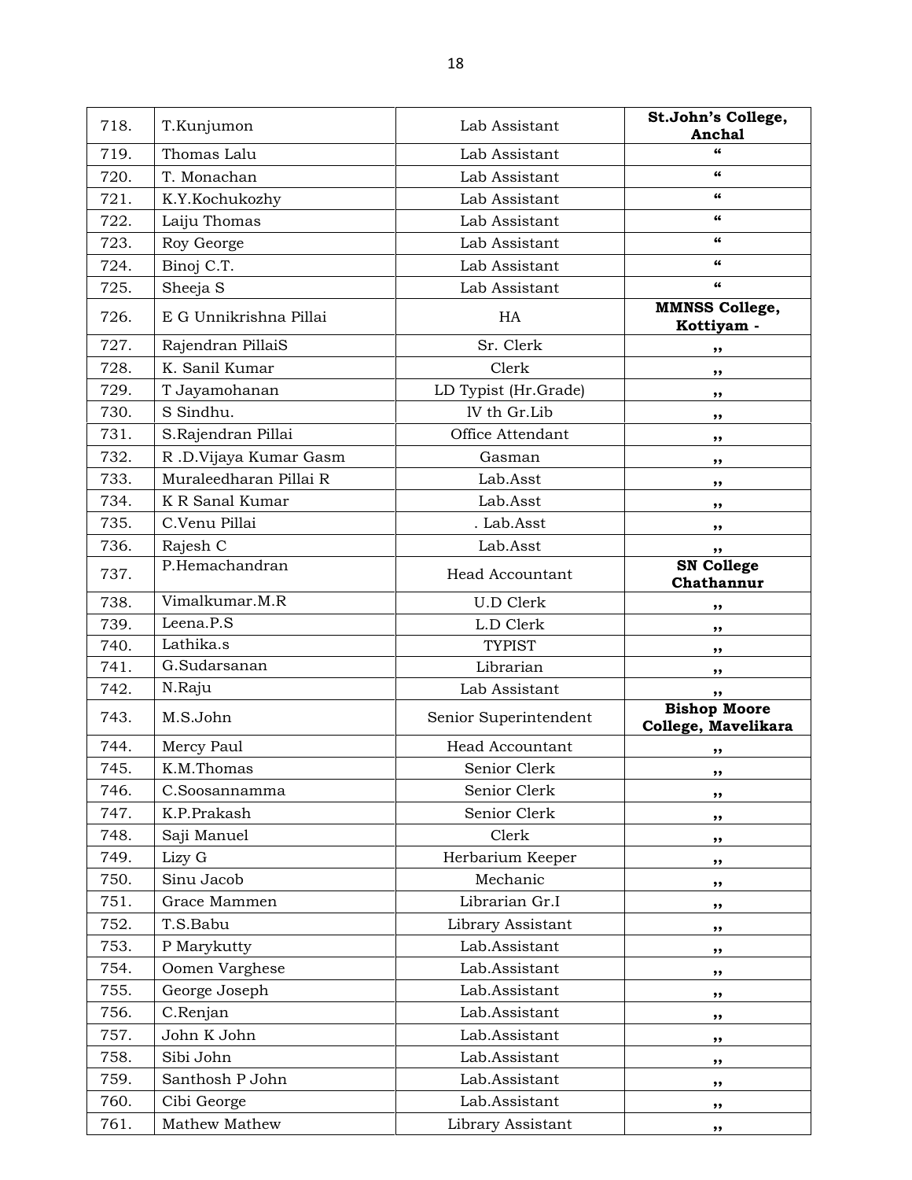| | | | |
|---|---|---|---|
| 718. | T.Kunjumon | Lab Assistant | **St.John's College, Anchal** |
| 719. | Thomas Lalu | Lab Assistant | " |
| 720. | T. Monachan | Lab Assistant | " |
| 721. | K.Y.Kochukozhy | Lab Assistant | " |
| 722. | Laiju Thomas | Lab Assistant | " |
| 723. | Roy George | Lab Assistant | " |
| 724. | Binoj C.T. | Lab Assistant | " |
| 725. | Sheeja S | Lab Assistant | " |
| 726. | E G Unnikrishna Pillai | HA | **MMNSS College, Kottiyam -** |
| 727. | Rajendran PillaiS | Sr. Clerk | ,, |
| 728. | K. Sanil Kumar | Clerk | ,, |
| 729. | T Jayamohanan | LD Typist (Hr.Grade) | ,, |
| 730. | S Sindhu. | lV th Gr.Lib | ,, |
| 731. | S.Rajendran Pillai | Office Attendant | ,, |
| 732. | R .D.Vijaya Kumar Gasm | Gasman | ,, |
| 733. | Muraleedharan Pillai R | Lab.Asst | ,, |
| 734. | K R Sanal Kumar | Lab.Asst | ,, |
| 735. | C.Venu Pillai | . Lab.Asst | ,, |
| 736. | Rajesh C | Lab.Asst | ,, |
| 737. | P.Hemachandran | Head Accountant | **SN College Chathannur** |
| 738. | Vimalkumar.M.R | U.D Clerk | ,, |
| 739. | Leena.P.S | L.D Clerk | ,, |
| 740. | Lathika.s | TYPIST | ,, |
| 741. | G.Sudarsanan | Librarian | ,, |
| 742. | N.Raju | Lab Assistant | ,, |
| 743. | M.S.John | Senior Superintendent | **Bishop Moore College, Mavelikara** |
| 744. | Mercy Paul | Head Accountant | ,, |
| 745. | K.M.Thomas | Senior Clerk | ,, |
| 746. | C.Soosannamma | Senior Clerk | ,, |
| 747. | K.P.Prakash | Senior Clerk | ,, |
| 748. | Saji Manuel | Clerk | ,, |
| 749. | Lizy G | Herbarium Keeper | ,, |
| 750. | Sinu Jacob | Mechanic | ,, |
| 751. | Grace Mammen | Librarian Gr.I | ,, |
| 752. | T.S.Babu | Library Assistant | ,, |
| 753. | P Marykutty | Lab.Assistant | ,, |
| 754. | Oomen Varghese | Lab.Assistant | ,, |
| 755. | George Joseph | Lab.Assistant | ,, |
| 756. | C.Renjan | Lab.Assistant | ,, |
| 757. | John K John | Lab.Assistant | ,, |
| 758. | Sibi John | Lab.Assistant | ,, |
| 759. | Santhosh P John | Lab.Assistant | ,, |
| 760. | Cibi George | Lab.Assistant | ,, |
| 761. | Mathew Mathew | Library Assistant | ,, |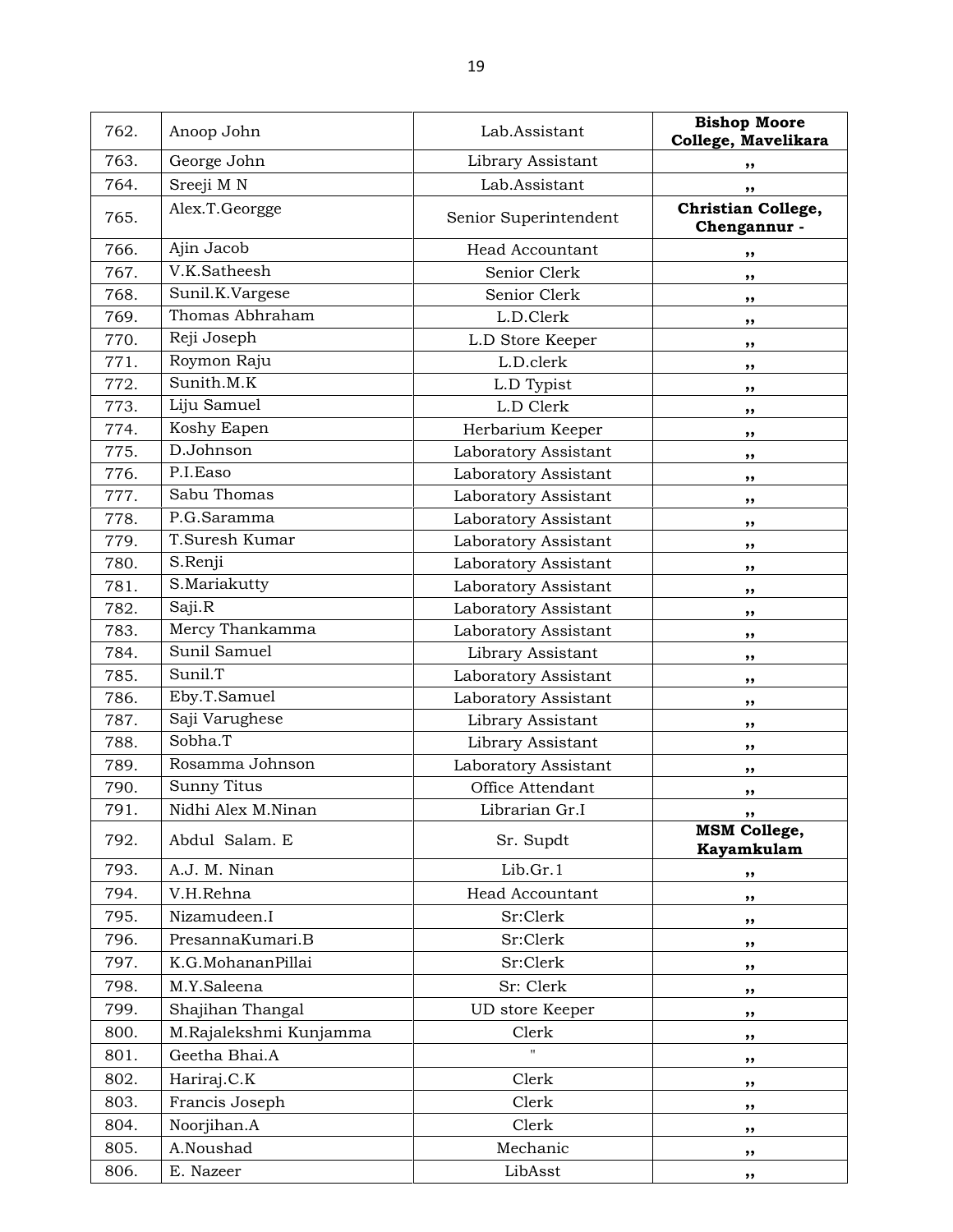| 762. | Anoop John | Lab.Assistant | **Bishop Moore College, Mavelikara** |
|---|---|---|---|
| 763. | George John | Library Assistant | ,, |
| 764. | Sreeji M N | Lab.Assistant | ,, |
| 765. | Alex.T.Georgge | Senior Superintendent | **Christian College, Chengannur -** |
| 766. | Ajin Jacob | Head Accountant | ,, |
| 767. | V.K.Satheesh | Senior Clerk | ,, |
| 768. | Sunil.K.Vargese | Senior Clerk | ,, |
| 769. | Thomas Abhraham | L.D.Clerk | ,, |
| 770. | Reji Joseph | L.D Store Keeper | ,, |
| 771. | Roymon Raju | L.D.clerk | ,, |
| 772. | Sunith.M.K | L.D Typist | ,, |
| 773. | Liju Samuel | L.D Clerk | ,, |
| 774. | Koshy Eapen | Herbarium Keeper | ,, |
| 775. | D.Johnson | Laboratory Assistant | ,, |
| 776. | P.I.Easo | Laboratory Assistant | ,, |
| 777. | Sabu Thomas | Laboratory Assistant | ,, |
| 778. | P.G.Saramma | Laboratory Assistant | ,, |
| 779. | T.Suresh Kumar | Laboratory Assistant | ,, |
| 780. | S.Renji | Laboratory Assistant | ,, |
| 781. | S.Mariakutty | Laboratory Assistant | ,, |
| 782. | Saji.R | Laboratory Assistant | ,, |
| 783. | Mercy Thankamma | Laboratory Assistant | ,, |
| 784. | Sunil Samuel | Library Assistant | ,, |
| 785. | Sunil.T | Laboratory Assistant | ,, |
| 786. | Eby.T.Samuel | Laboratory Assistant | ,, |
| 787. | Saji Varughese | Library Assistant | ,, |
| 788. | Sobha.T | Library Assistant | ,, |
| 789. | Rosamma Johnson | Laboratory Assistant | ,, |
| 790. | Sunny Titus | Office Attendant | ,, |
| 791. | Nidhi Alex M.Ninan | Librarian Gr.I | ,, |
| 792. | Abdul Salam. E | Sr. Supdt | **MSM College, Kayamkulam** |
| 793. | A.J. M. Ninan | Lib.Gr.1 | ,, |
| 794. | V.H.Rehna | Head Accountant | ,, |
| 795. | Nizamudeen.I | Sr:Clerk | ,, |
| 796. | PresannaKumari.B | Sr:Clerk | ,, |
| 797. | K.G.MohananPillai | Sr:Clerk | ,, |
| 798. | M.Y.Saleena | Sr: Clerk | ,, |
| 799. | Shajihan Thangal | UD store Keeper | ,, |
| 800. | M.Rajalekshmi Kunjamma | Clerk | ,, |
| 801. | Geetha Bhai.A | " | ,, |
| 802. | Hariraj.C.K | Clerk | ,, |
| 803. | Francis Joseph | Clerk | ,, |
| 804. | Noorjihan.A | Clerk | ,, |
| 805. | A.Noushad | Mechanic | ,, |
| 806. | E. Nazeer | LibAsst | ,, |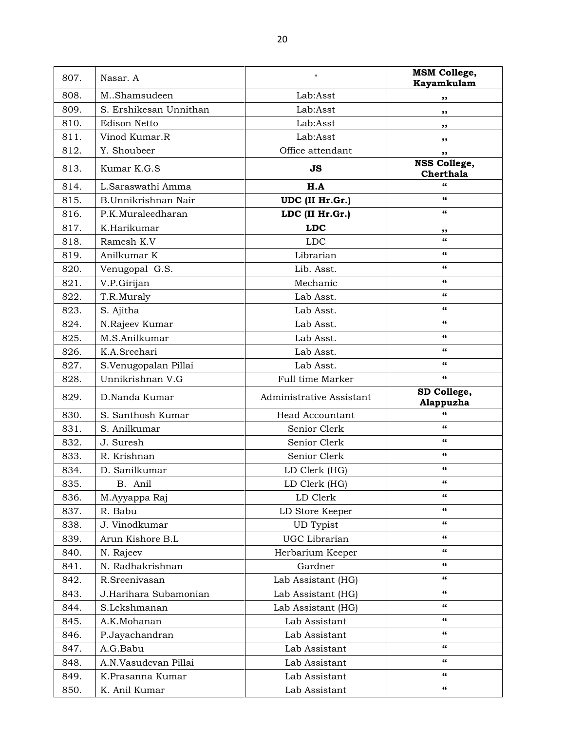| 807. | Nasar. A | " | **MSM College, Kayamkulam** |
|---|---|---|---|
| 808. | M..Shamsudeen | Lab:Asst | ,, |
| 809. | S. Ershikesan Unnithan | Lab:Asst | ,, |
| 810. | Edison Netto | Lab:Asst | ,, |
| 811. | Vinod Kumar.R | Lab:Asst | ,, |
| 812. | Y. Shoubeer | Office attendant | ,, |
| 813. | Kumar K.G.S | **JS** | **NSS College, Cherthala** |
| 814. | L.Saraswathi Amma | **H.A** | " |
| 815. | B.Unnikrishnan Nair | **UDC (II Hr.Gr.)** | " |
| 816. | P.K.Muraleedharan | **LDC (II Hr.Gr.)** | " |
| 817. | K.Harikumar | **LDC** | ,, |
| 818. | Ramesh K.V | LDC | " |
| 819. | Anilkumar K | Librarian | " |
| 820. | Venugopal G.S. | Lib. Asst. | " |
| 821. | V.P.Girijan | Mechanic | " |
| 822. | T.R.Muraly | Lab Asst. | " |
| 823. | S. Ajitha | Lab Asst. | " |
| 824. | N.Rajeev Kumar | Lab Asst. | " |
| 825. | M.S.Anilkumar | Lab Asst. | " |
| 826. | K.A.Sreehari | Lab Asst. | " |
| 827. | S.Venugopalan Pillai | Lab Asst. | " |
| 828. | Unnikrishnan V.G | Full time Marker | " |
| 829. | D.Nanda Kumar | Administrative Assistant | **SD College, Alappuzha** |
| 830. | S. Santhosh Kumar | Head Accountant | " |
| 831. | S. Anilkumar | Senior Clerk | " |
| 832. | J. Suresh | Senior Clerk | " |
| 833. | R. Krishnan | Senior Clerk | " |
| 834. | D. Sanilkumar | LD Clerk (HG) | " |
| 835. | B. Anil | LD Clerk (HG) | " |
| 836. | M.Ayyappa Raj | LD Clerk | " |
| 837. | R. Babu | LD Store Keeper | " |
| 838. | J. Vinodkumar | UD Typist | " |
| 839. | Arun Kishore B.L | UGC Librarian | " |
| 840. | N. Rajeev | Herbarium Keeper | " |
| 841. | N. Radhakrishnan | Gardner | " |
| 842. | R.Sreenivasan | Lab Assistant (HG) | " |
| 843. | J.Harihara Subamonian | Lab Assistant (HG) | " |
| 844. | S.Lekshmanan | Lab Assistant (HG) | " |
| 845. | A.K.Mohanan | Lab Assistant | " |
| 846. | P.Jayachandran | Lab Assistant | " |
| 847. | A.G.Babu | Lab Assistant | " |
| 848. | A.N.Vasudevan Pillai | Lab Assistant | " |
| 849. | K.Prasanna Kumar | Lab Assistant | " |
| 850. | K. Anil Kumar | Lab Assistant | " |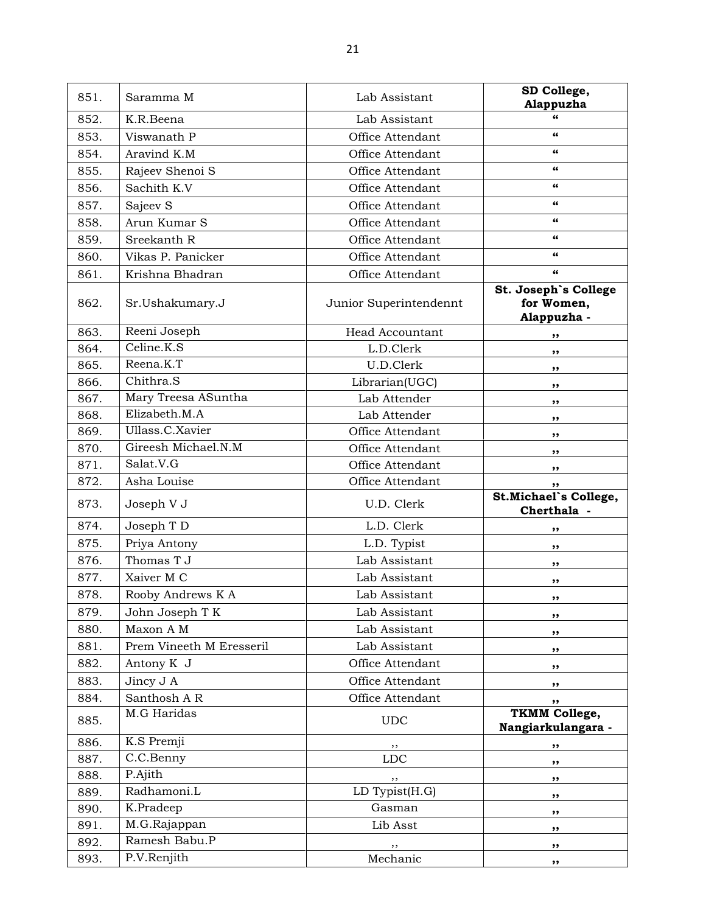| 851. | Saramma M | Lab Assistant | **SD College, Alappuzha** |
|---|---|---|---|
| 852. | K.R.Beena | Lab Assistant | **“** |
| 853. | Viswanath P | Office Attendant | **“** |
| 854. | Aravind K.M | Office Attendant | **“** |
| 855. | Rajeev Shenoi S | Office Attendant | **“** |
| 856. | Sachith K.V | Office Attendant | **“** |
| 857. | Sajeev S | Office Attendant | **“** |
| 858. | Arun Kumar S | Office Attendant | **“** |
| 859. | Sreekanth R | Office Attendant | **“** |
| 860. | Vikas P. Panicker | Office Attendant | **“** |
| 861. | Krishna Bhadran | Office Attendant | **“** |
| 862. | Sr.Ushakumary.J | Junior Superintendennt | **St. Joseph`s College for Women, Alappuzha -** |
| 863. | Reeni Joseph | Head Accountant | **,,** |
| 864. | Celine.K.S | L.D.Clerk | **,,** |
| 865. | Reena.K.T | U.D.Clerk | **,,** |
| 866. | Chithra.S | Librarian(UGC) | **,,** |
| 867. | Mary Treesa ASuntha | Lab Attender | **,,** |
| 868. | Elizabeth.M.A | Lab Attender | **,,** |
| 869. | Ullass.C.Xavier | Office Attendant | **,,** |
| 870. | Gireesh Michael.N.M | Office Attendant | **,,** |
| 871. | Salat.V.G | Office Attendant | **,,** |
| 872. | Asha Louise | Office Attendant | **,,** |
| 873. | Joseph V J | U.D. Clerk | **St.Michael`s College, Cherthala -** |
| 874. | Joseph T D | L.D. Clerk | **,,** |
| 875. | Priya Antony | L.D. Typist | **,,** |
| 876. | Thomas T J | Lab Assistant | **,,** |
| 877. | Xaiver M C | Lab Assistant | **,,** |
| 878. | Rooby Andrews K A | Lab Assistant | **,,** |
| 879. | John Joseph T K | Lab Assistant | **,,** |
| 880. | Maxon A M | Lab Assistant | **,,** |
| 881. | Prem Vineeth M Eresseril | Lab Assistant | **,,** |
| 882. | Antony K J | Office Attendant | **,,** |
| 883. | Jincy J A | Office Attendant | **,,** |
| 884. | Santhosh A R | Office Attendant | **,,** |
| 885. | M.G Haridas | UDC | **TKMM College, Nangiarkulangara -** |
| 886. | K.S Premji | ,, | **,,** |
| 887. | C.C.Benny | LDC | **,,** |
| 888. | P.Ajith | ,, | **,,** |
| 889. | Radhamoni.L | LD Typist(H.G) | **,,** |
| 890. | K.Pradeep | Gasman | **,,** |
| 891. | M.G.Rajappan | Lib Asst | **,,** |
| 892. | Ramesh Babu.P | ,, | **,,** |
| 893. | P.V.Renjith | Mechanic | **,,** |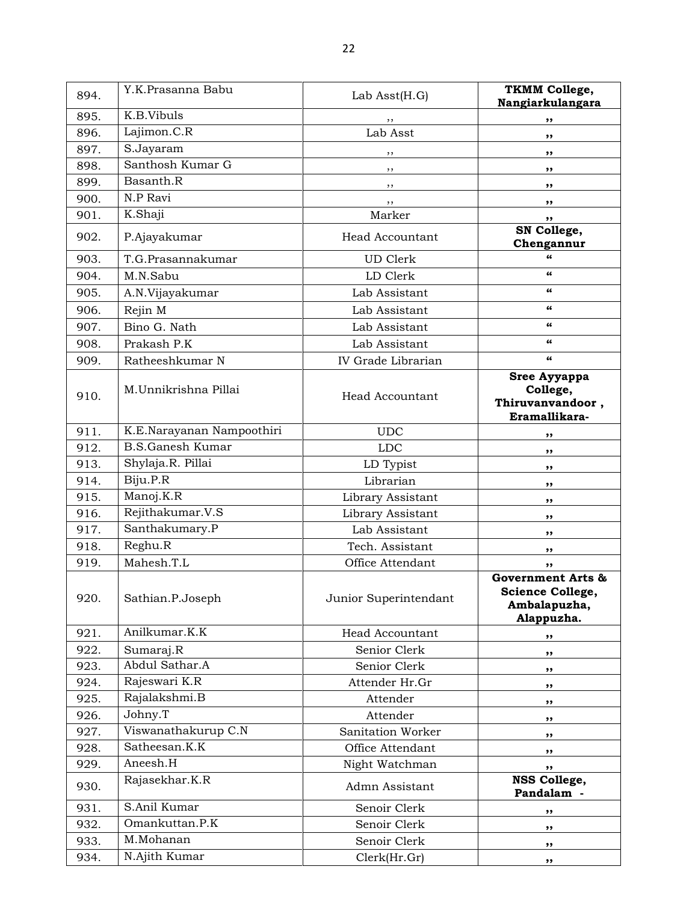| 894. | Y.K.Prasanna Babu | Lab Asst(H.G) | **TKMM College, Nangiarkulangara** |
|---|---|---|---|
| 895. | K.B.Vibuls | ,, | ,, |
| 896. | Lajimon.C.R | Lab Asst | ,, |
| 897. | S.Jayaram | ,, | ,, |
| 898. | Santhosh Kumar G | ,, | ,, |
| 899. | Basanth.R | ,, | ,, |
| 900. | N.P Ravi | ,, | ,, |
| 901. | K.Shaji | Marker | ,, |
| 902. | P.Ajayakumar | Head Accountant | **SN College, Chengannur** |
| 903. | T.G.Prasannakumar | UD Clerk | " |
| 904. | M.N.Sabu | LD Clerk | " |
| 905. | A.N.Vijayakumar | Lab Assistant | " |
| 906. | Rejin M | Lab Assistant | " |
| 907. | Bino G. Nath | Lab Assistant | " |
| 908. | Prakash P.K | Lab Assistant | " |
| 909. | Ratheeshkumar N | IV Grade Librarian | " |
| 910. | M.Unnikrishna Pillai | Head Accountant | **Sree Ayyappa College, Thiruvanvandoor , Eramallikara-** |
| 911. | K.E.Narayanan Nampoothiri | UDC | ,, |
| 912. | B.S.Ganesh Kumar | LDC | ,, |
| 913. | Shylaja.R. Pillai | LD Typist | ,, |
| 914. | Biju.P.R | Librarian | ,, |
| 915. | Manoj.K.R | Library Assistant | ,, |
| 916. | Rejithakumar.V.S | Library Assistant | ,, |
| 917. | Santhakumary.P | Lab Assistant | ,, |
| 918. | Reghu.R | Tech. Assistant | ,, |
| 919. | Mahesh.T.L | Office Attendant | ,, |
| 920. | Sathian.P.Joseph | Junior Superintendant | **Government Arts & Science College, Ambalapuzha, Alappuzha.** |
| 921. | Anilkumar.K.K | Head Accountant | ,, |
| 922. | Sumaraj.R | Senior Clerk | ,, |
| 923. | Abdul Sathar.A | Senior Clerk | ,, |
| 924. | Rajeswari K.R | Attender Hr.Gr | ,, |
| 925. | Rajalakshmi.B | Attender | ,, |
| 926. | Johny.T | Attender | ,, |
| 927. | Viswanathakurup C.N | Sanitation Worker | ,, |
| 928. | Satheesan.K.K | Office Attendant | ,, |
| 929. | Aneesh.H | Night Watchman | ,, |
| 930. | Rajasekhar.K.R | Admn Assistant | **NSS College, Pandalam -** |
| 931. | S.Anil Kumar | Senoir Clerk | ,, |
| 932. | Omankuttan.P.K | Senoir Clerk | ,, |
| 933. | M.Mohanan | Senoir Clerk | ,, |
| 934. | N.Ajith Kumar | Clerk(Hr.Gr) | ,, |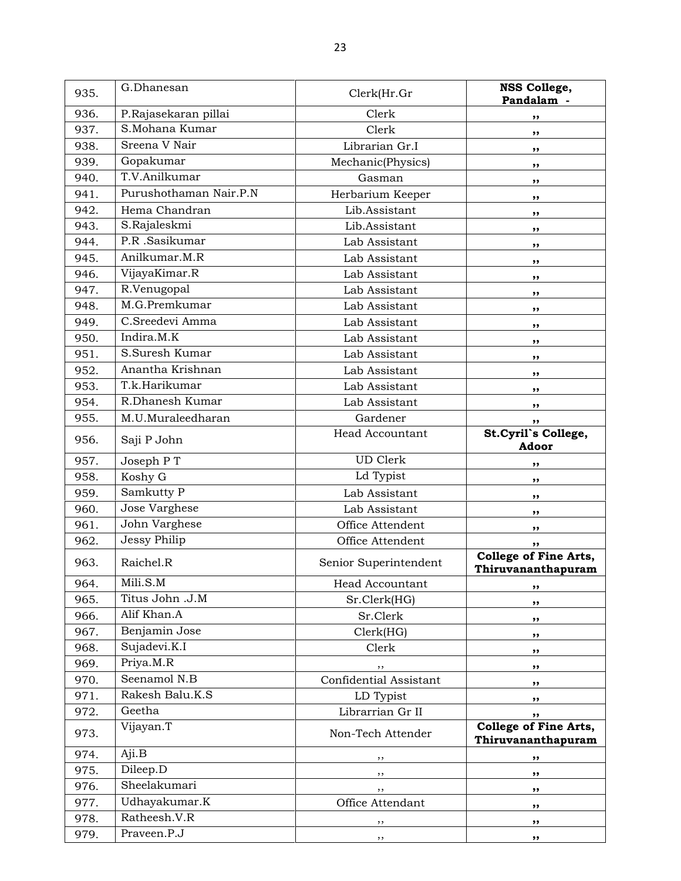| 935. | G.Dhanesan | Clerk(Hr.Gr | **NSS College, Pandalam -** |
|---|---|---|---|
| 936. | P.Rajasekaran pillai | Clerk | **,,** |
| 937. | S.Mohana Kumar | Clerk | **,,** |
| 938. | Sreena V Nair | Librarian Gr.I | **,,** |
| 939. | Gopakumar | Mechanic(Physics) | **,,** |
| 940. | T.V.Anilkumar | Gasman | **,,** |
| 941. | Purushothaman Nair.P.N | Herbarium Keeper | **,,** |
| 942. | Hema Chandran | Lib.Assistant | **,,** |
| 943. | S.Rajaleskmi | Lib.Assistant | **,,** |
| 944. | P.R .Sasikumar | Lab Assistant | **,,** |
| 945. | Anilkumar.M.R | Lab Assistant | **,,** |
| 946. | VijayaKimar.R | Lab Assistant | **,,** |
| 947. | R.Venugopal | Lab Assistant | **,,** |
| 948. | M.G.Premkumar | Lab Assistant | **,,** |
| 949. | C.Sreedevi Amma | Lab Assistant | **,,** |
| 950. | Indira.M.K | Lab Assistant | **,,** |
| 951. | S.Suresh Kumar | Lab Assistant | **,,** |
| 952. | Anantha Krishnan | Lab Assistant | **,,** |
| 953. | T.k.Harikumar | Lab Assistant | **,,** |
| 954. | R.Dhanesh Kumar | Lab Assistant | **,,** |
| 955. | M.U.Muraleedharan | Gardener | **,,** |
| 956. | Saji P John | Head Accountant | **St.Cyril`s College, Adoor** |
| 957. | Joseph P T | UD Clerk | **,,** |
| 958. | Koshy G | Ld Typist | **,,** |
| 959. | Samkutty P | Lab Assistant | **,,** |
| 960. | Jose Varghese | Lab Assistant | **,,** |
| 961. | John Varghese | Office Attendent | **,,** |
| 962. | Jessy Philip | Office Attendent | **,,** |
| 963. | Raichel.R | Senior Superintendent | **College of Fine Arts, Thiruvananthapuram** |
| 964. | Mili.S.M | Head Accountant | **,,** |
| 965. | Titus John .J.M | Sr.Clerk(HG) | **,,** |
| 966. | Alif Khan.A | Sr.Clerk | **,,** |
| 967. | Benjamin Jose | Clerk(HG) | **,,** |
| 968. | Sujadevi.K.I | Clerk | **,,** |
| 969. | Priya.M.R | ,, | **,,** |
| 970. | Seenamol N.B | Confidential Assistant | **,,** |
| 971. | Rakesh Balu.K.S | LD Typist | **,,** |
| 972. | Geetha | Librarrian Gr II | **,,** |
| 973. | Vijayan.T | Non-Tech Attender | **College of Fine Arts, Thiruvananthapuram** |
| 974. | Aji.B | ,, | **,,** |
| 975. | Dileep.D | ,, | **,,** |
| 976. | Sheelakumari | ,, | **,,** |
| 977. | Udhayakumar.K | Office Attendant | **,,** |
| 978. | Ratheesh.V.R | ,, | **,,** |
| 979. | Praveen.P.J | ,, | **,,** |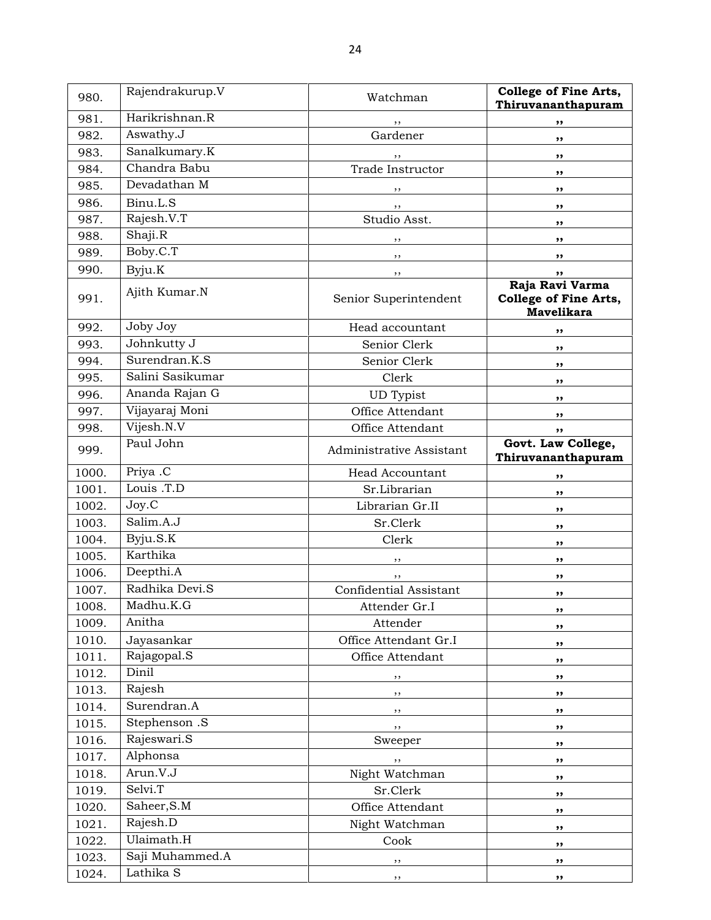| 980. | Rajendrakurup.V | Watchman | **College of Fine Arts, Thiruvananthapuram** |
|---|---|---|---|
| 981. | Harikrishnan.R | ,, | ,, |
| 982. | Aswathy.J | Gardener | ,, |
| 983. | Sanalkumary.K | ,, | ,, |
| 984. | Chandra Babu | Trade Instructor | ,, |
| 985. | Devadathan M | ,, | ,, |
| 986. | Binu.L.S | ,, | ,, |
| 987. | Rajesh.V.T | Studio Asst. | ,, |
| 988. | Shaji.R | ,, | ,, |
| 989. | Boby.C.T | ,, | ,, |
| 990. | Byju.K | ,, | ,, |
| 991. | Ajith Kumar.N | Senior Superintendent | **Raja Ravi Varma College of Fine Arts, Mavelikara** |
| 992. | Joby Joy | Head accountant | ,, |
| 993. | Johnkutty J | Senior Clerk | ,, |
| 994. | Surendran.K.S | Senior Clerk | ,, |
| 995. | Salini Sasikumar | Clerk | ,, |
| 996. | Ananda Rajan G | UD Typist | ,, |
| 997. | Vijayaraj Moni | Office Attendant | ,, |
| 998. | Vijesh.N.V | Office Attendant | ,, |
| 999. | Paul John | Administrative Assistant | **Govt. Law College, Thiruvananthapuram** |
| 1000. | Priya .C | Head Accountant | ,, |
| 1001. | Louis .T.D | Sr.Librarian | ,, |
| 1002. | Joy.C | Librarian Gr.II | ,, |
| 1003. | Salim.A.J | Sr.Clerk | ,, |
| 1004. | Byju.S.K | Clerk | ,, |
| 1005. | Karthika | ,, | ,, |
| 1006. | Deepthi.A | ,, | ,, |
| 1007. | Radhika Devi.S | Confidential Assistant | ,, |
| 1008. | Madhu.K.G | Attender Gr.I | ,, |
| 1009. | Anitha | Attender | ,, |
| 1010. | Jayasankar | Office Attendant Gr.I | ,, |
| 1011. | Rajagopal.S | Office Attendant | ,, |
| 1012. | Dinil | ,, | ,, |
| 1013. | Rajesh | ,, | ,, |
| 1014. | Surendran.A | ,, | ,, |
| 1015. | Stephenson .S | ,, | ,, |
| 1016. | Rajeswari.S | Sweeper | ,, |
| 1017. | Alphonsa | ,, | ,, |
| 1018. | Arun.V.J | Night Watchman | ,, |
| 1019. | Selvi.T | Sr.Clerk | ,, |
| 1020. | Saheer,S.M | Office Attendant | ,, |
| 1021. | Rajesh.D | Night Watchman | ,, |
| 1022. | Ulaimath.H | Cook | ,, |
| 1023. | Saji Muhammed.A | ,, | ,, |
| 1024. | Lathika S | ,, | ,, |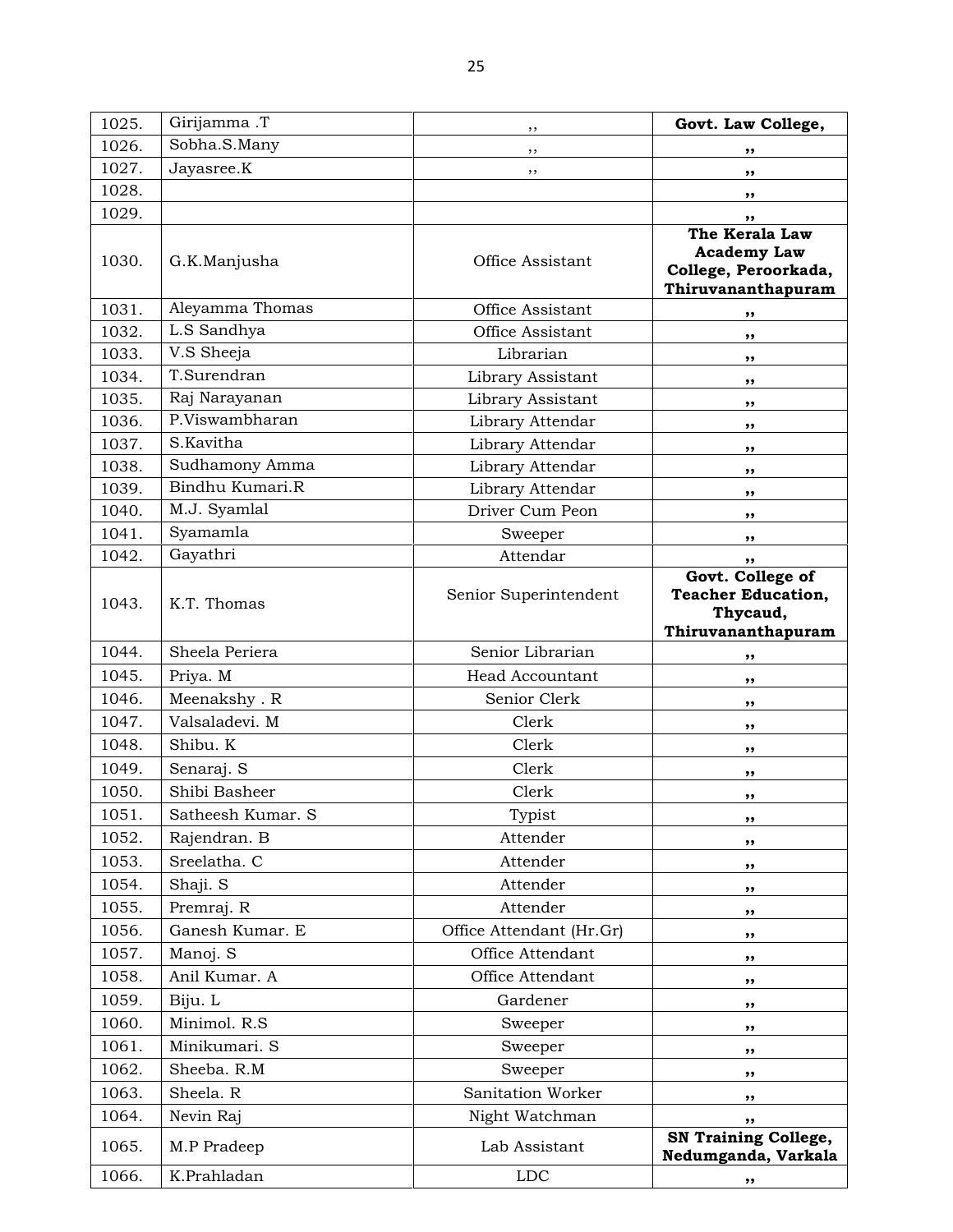| 1025. | Girijamma .T | ,, | **Govt. Law College,** |
|---|---|---|---|
| 1026. | Sobha.S.Many | ,, | ,, |
| 1027. | Jayasree.K | ,, | ,, |
| 1028. | | | ,, |
| 1029. | | | ,, |
| 1030. | G.K.Manjusha | Office Assistant | **The Kerala Law Academy Law College, Peroorkada, Thiruvananthapuram** |
| 1031. | Aleyamma Thomas | Office Assistant | ,, |
| 1032. | L.S Sandhya | Office Assistant | ,, |
| 1033. | V.S Sheeja | Librarian | ,, |
| 1034. | T.Surendran | Library Assistant | ,, |
| 1035. | Raj Narayanan | Library Assistant | ,, |
| 1036. | P.Viswambharan | Library Attendar | ,, |
| 1037. | S.Kavitha | Library Attendar | ,, |
| 1038. | Sudhamony Amma | Library Attendar | ,, |
| 1039. | Bindhu Kumari.R | Library Attendar | ,, |
| 1040. | M.J. Syamlal | Driver Cum Peon | ,, |
| 1041. | Syamamla | Sweeper | ,, |
| 1042. | Gayathri | Attendar | ,, |
| 1043. | K.T. Thomas | Senior Superintendent | **Govt. College of Teacher Education, Thycaud, Thiruvananthapuram** |
| 1044. | Sheela Periera | Senior Librarian | ,, |
| 1045. | Priya. M | Head Accountant | ,, |
| 1046. | Meenakshy . R | Senior Clerk | ,, |
| 1047. | Valsaladevi. M | Clerk | ,, |
| 1048. | Shibu. K | Clerk | ,, |
| 1049. | Senaraj. S | Clerk | ,, |
| 1050. | Shibi Basheer | Clerk | ,, |
| 1051. | Satheesh Kumar. S | Typist | ,, |
| 1052. | Rajendran. B | Attender | ,, |
| 1053. | Sreelatha. C | Attender | ,, |
| 1054. | Shaji. S | Attender | ,, |
| 1055. | Premraj. R | Attender | ,, |
| 1056. | Ganesh Kumar. E | Office Attendant (Hr.Gr) | ,, |
| 1057. | Manoj. S | Office Attendant | ,, |
| 1058. | Anil Kumar. A | Office Attendant | ,, |
| 1059. | Biju. L | Gardener | ,, |
| 1060. | Minimol. R.S | Sweeper | ,, |
| 1061. | Minikumari. S | Sweeper | ,, |
| 1062. | Sheeba. R.M | Sweeper | ,, |
| 1063. | Sheela. R | Sanitation Worker | ,, |
| 1064. | Nevin Raj | Night Watchman | ,, |
| 1065. | M.P Pradeep | Lab Assistant | **SN Training College, Nedumganda, Varkala** |
| 1066. | K.Prahladan | LDC | ,, |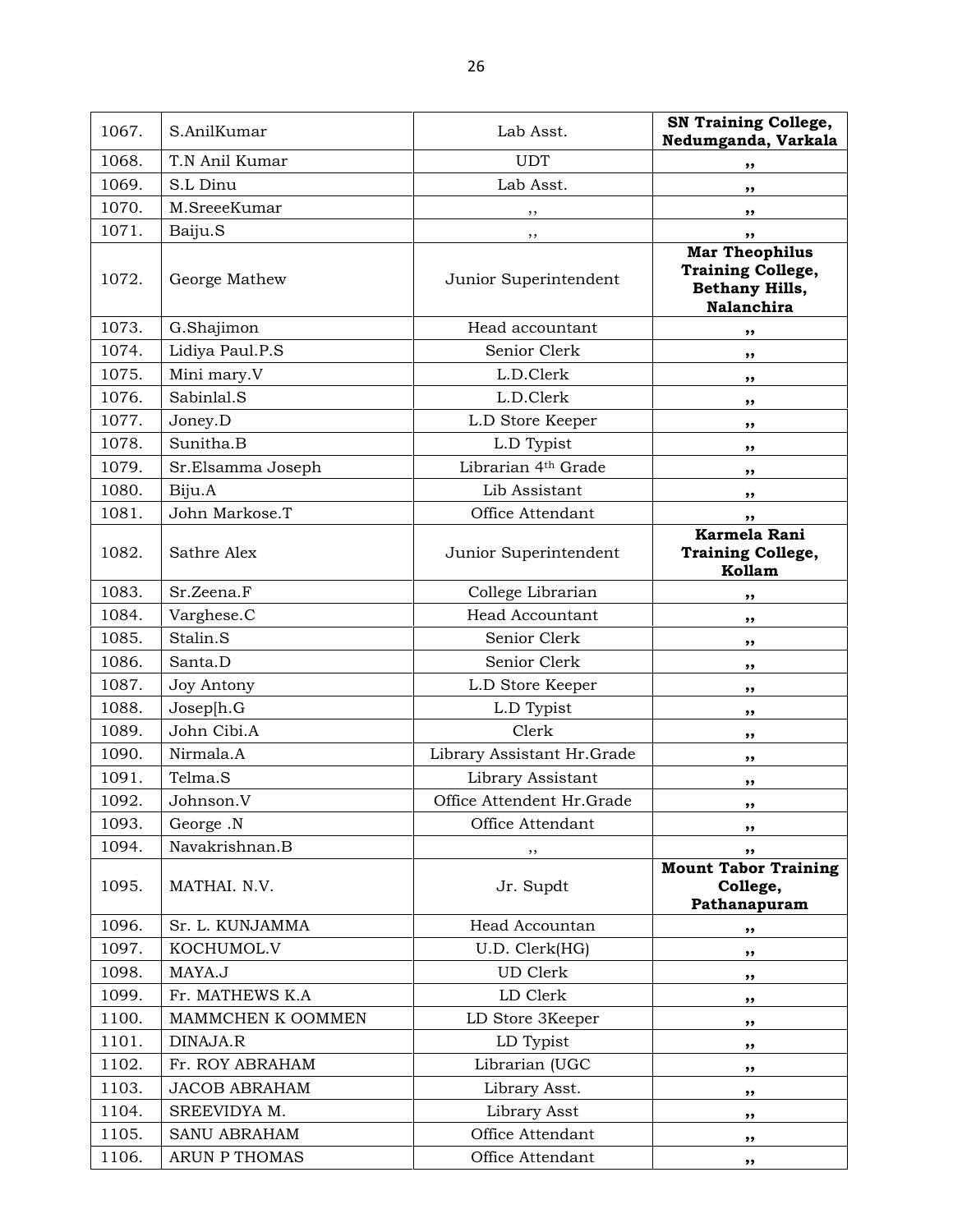| 1067. | S.AnilKumar | Lab Asst. | **SN Training College, Nedumganda, Varkala** |
|---|---|---|---|
| 1068. | T.N Anil Kumar | UDT | ,, |
| 1069. | S.L Dinu | Lab Asst. | ,, |
| 1070. | M.SreeeKumar | ,, | ,, |
| 1071. | Baiju.S | ,, | ,, |
| 1072. | George Mathew | Junior Superintendent | **Mar Theophilus Training College, Bethany Hills, Nalanchira** |
| 1073. | G.Shajimon | Head accountant | ,, |
| 1074. | Lidiya Paul.P.S | Senior Clerk | ,, |
| 1075. | Mini mary.V | L.D.Clerk | ,, |
| 1076. | Sabinlal.S | L.D.Clerk | ,, |
| 1077. | Joney.D | L.D Store Keeper | ,, |
| 1078. | Sunitha.B | L.D Typist | ,, |
| 1079. | Sr.Elsamma Joseph | Librarian 4th Grade | ,, |
| 1080. | Biju.A | Lib Assistant | ,, |
| 1081. | John Markose.T | Office Attendant | ,, |
| 1082. | Sathre Alex | Junior Superintendent | **Karmela Rani Training College, Kollam** |
| 1083. | Sr.Zeena.F | College Librarian | ,, |
| 1084. | Varghese.C | Head Accountant | ,, |
| 1085. | Stalin.S | Senior Clerk | ,, |
| 1086. | Santa.D | Senior Clerk | ,, |
| 1087. | Joy Antony | L.D Store Keeper | ,, |
| 1088. | Josep[h.G | L.D Typist | ,, |
| 1089. | John Cibi.A | Clerk | ,, |
| 1090. | Nirmala.A | Library Assistant Hr.Grade | ,, |
| 1091. | Telma.S | Library Assistant | ,, |
| 1092. | Johnson.V | Office Attendent Hr.Grade | ,, |
| 1093. | George .N | Office Attendant | ,, |
| 1094. | Navakrishnan.B | ,, | ,, |
| 1095. | MATHAI. N.V. | Jr. Supdt | **Mount Tabor Training College, Pathanapuram** |
| 1096. | Sr. L. KUNJAMMA | Head Accountan | ,, |
| 1097. | KOCHUMOL.V | U.D. Clerk(HG) | ,, |
| 1098. | MAYA.J | UD Clerk | ,, |
| 1099. | Fr. MATHEWS K.A | LD Clerk | ,, |
| 1100. | MAMMCHEN K OOMMEN | LD Store 3Keeper | ,, |
| 1101. | DINAJA.R | LD Typist | ,, |
| 1102. | Fr. ROY ABRAHAM | Librarian (UGC | ,, |
| 1103. | JACOB ABRAHAM | Library Asst. | ,, |
| 1104. | SREEVIDYA M. | Library Asst | ,, |
| 1105. | SANU ABRAHAM | Office Attendant | ,, |
| 1106. | ARUN P THOMAS | Office Attendant | ,, |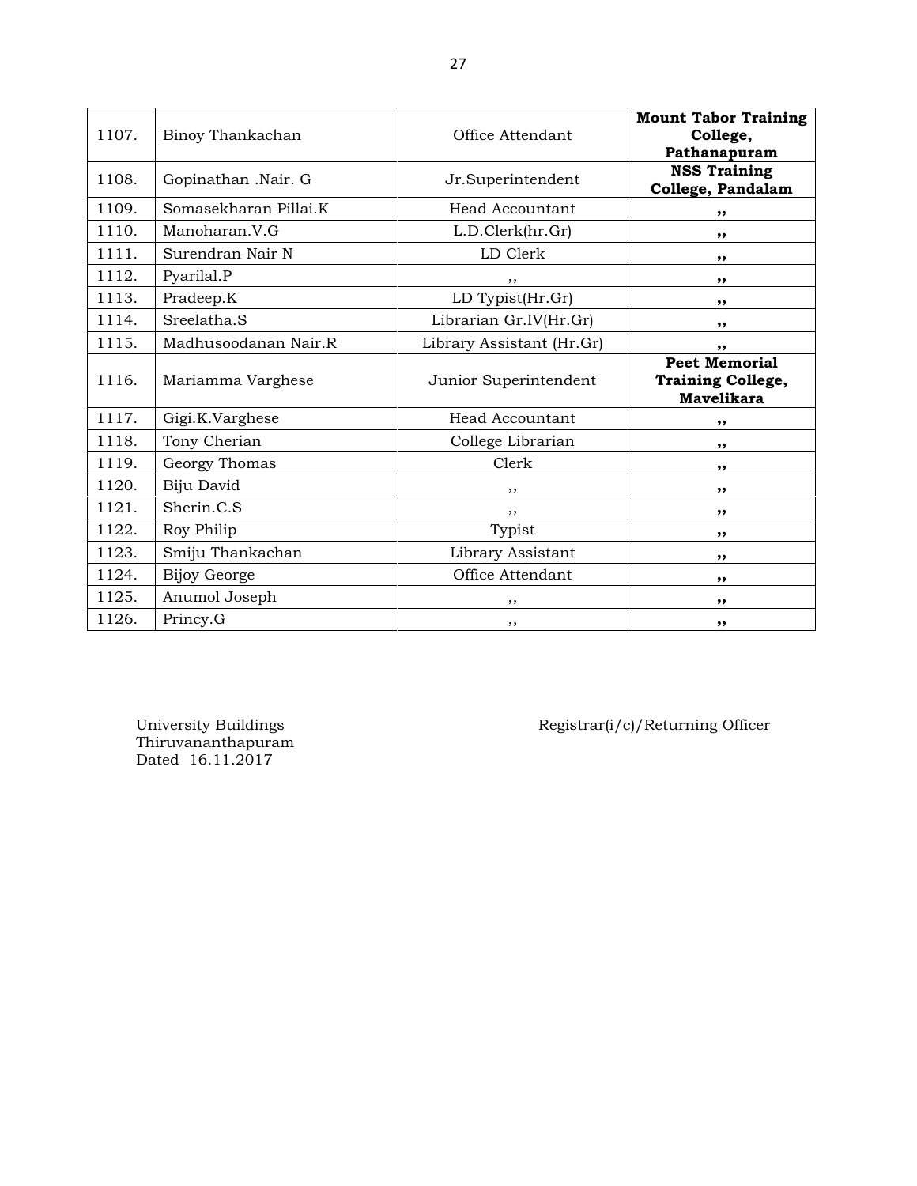| | | | |
|---|---|---|---|
| 1107. | Binoy Thankachan | Office Attendant | **Mount Tabor Training College, Pathanapuram** |
| 1108. | Gopinathan .Nair. G | Jr.Superintendent | **NSS Training College, Pandalam** |
| 1109. | Somasekharan Pillai.K | Head Accountant | ,, |
| 1110. | Manoharan.V.G | L.D.Clerk(hr.Gr) | ,, |
| 1111. | Surendran Nair N | LD Clerk | ,, |
| 1112. | Pyarilal.P | ,, | ,, |
| 1113. | Pradeep.K | LD Typist(Hr.Gr) | ,, |
| 1114. | Sreelatha.S | Librarian Gr.IV(Hr.Gr) | ,, |
| 1115. | Madhusoodanan Nair.R | Library Assistant (Hr.Gr) | ,, |
| 1116. | Mariamma Varghese | Junior Superintendent | **Peet Memorial Training College, Mavelikara** |
| 1117. | Gigi.K.Varghese | Head Accountant | ,, |
| 1118. | Tony Cherian | College Librarian | ,, |
| 1119. | Georgy Thomas | Clerk | ,, |
| 1120. | Biju David | ,, | ,, |
| 1121. | Sherin.C.S | ,, | ,, |
| 1122. | Roy Philip | Typist | ,, |
| 1123. | Smiju Thankachan | Library Assistant | ,, |
| 1124. | Bijoy George | Office Attendant | ,, |
| 1125. | Anumol Joseph | ,, | ,, |
| 1126. | Princy.G | ,, | ,, |

University Buildings
Thiruvananthapuram
Dated 16.11.2017

Registrar(i/c)/Returning Officer